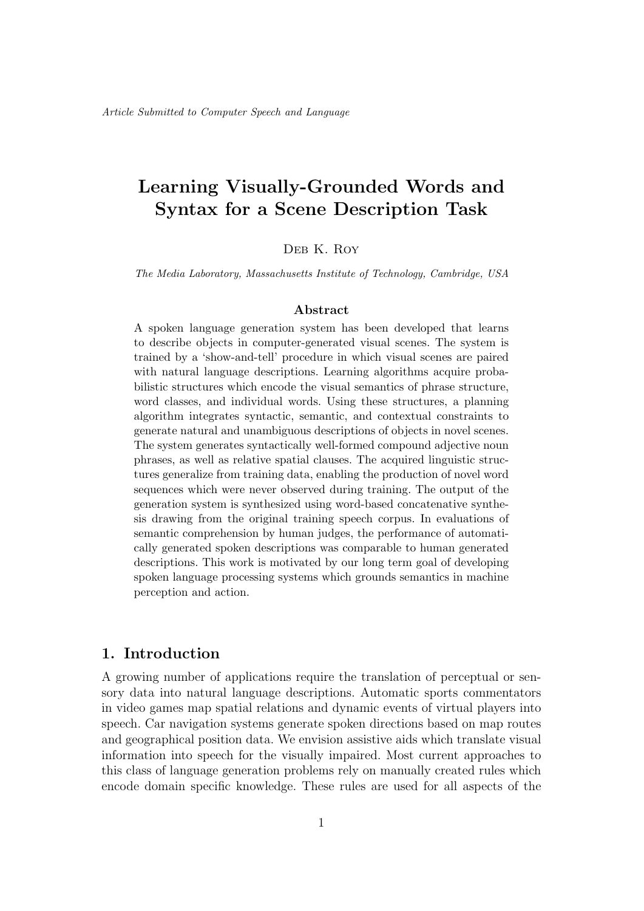*Article Submitted to Computer Speech and Language*

# Learning Visually-Grounded Words and Syntax for a Scene Description Task

Deb K. Roy

*The Media Laboratory, Massachusetts Institute of Technology, Cambridge, USA*

### Abstract

A spoken language generation system has been developed that learns to describe objects in computer-generated visual scenes. The system is trained by a 'show-and-tell' procedure in which visual scenes are paired with natural language descriptions. Learning algorithms acquire probabilistic structures which encode the visual semantics of phrase structure, word classes, and individual words. Using these structures, a planning algorithm integrates syntactic, semantic, and contextual constraints to generate natural and unambiguous descriptions of objects in novel scenes. The system generates syntactically well-formed compound adjective noun phrases, as well as relative spatial clauses. The acquired linguistic structures generalize from training data, enabling the production of novel word sequences which were never observed during training. The output of the generation system is synthesized using word-based concatenative synthesis drawing from the original training speech corpus. In evaluations of semantic comprehension by human judges, the performance of automatically generated spoken descriptions was comparable to human generated descriptions. This work is motivated by our long term goal of developing spoken language processing systems which grounds semantics in machine perception and action.

## 1. Introduction

A growing number of applications require the translation of perceptual or sensory data into natural language descriptions. Automatic sports commentators in video games map spatial relations and dynamic events of virtual players into speech. Car navigation systems generate spoken directions based on map routes and geographical position data. We envision assistive aids which translate visual information into speech for the visually impaired. Most current approaches to this class of language generation problems rely on manually created rules which encode domain specific knowledge. These rules are used for all aspects of the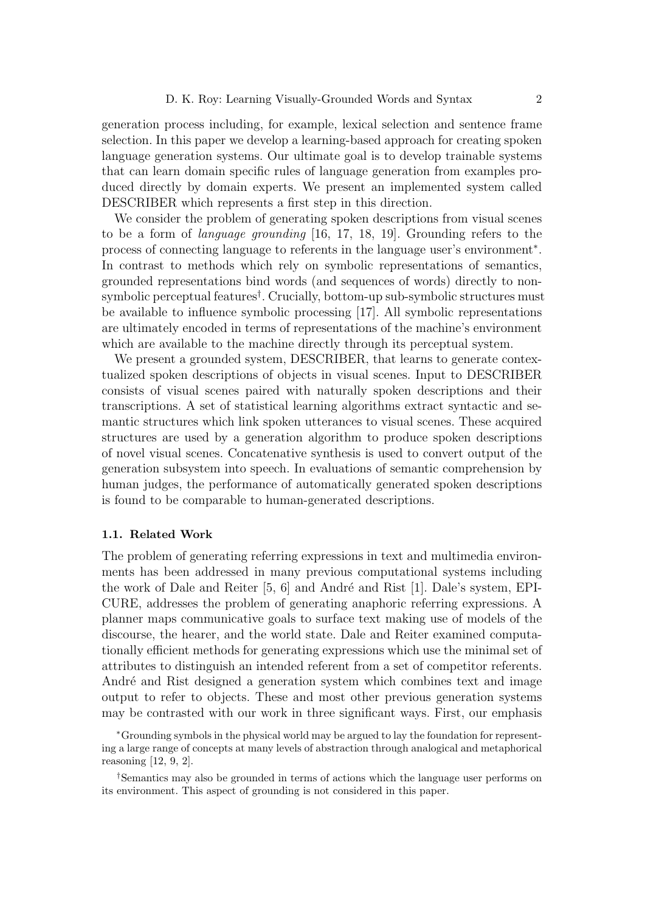generation process including, for example, lexical selection and sentence frame selection. In this paper we develop a learning-based approach for creating spoken language generation systems. Our ultimate goal is to develop trainable systems that can learn domain specific rules of language generation from examples produced directly by domain experts. We present an implemented system called DESCRIBER which represents a first step in this direction.

We consider the problem of generating spoken descriptions from visual scenes to be a form of *language grounding* [16, 17, 18, 19]. Grounding refers to the process of connecting language to referents in the language user's environment[*]. In contrast to methods which rely on symbolic representations of semantics, grounded representations bind words (and sequences of words) directly to non-symbolic perceptual features[†]. Crucially, bottom-up sub-symbolic structures must be available to influence symbolic processing [17]. All symbolic representations are ultimately encoded in terms of representations of the machine's environment which are available to the machine directly through its perceptual system.

We present a grounded system, DESCRIBER, that learns to generate contextualized spoken descriptions of objects in visual scenes. Input to DESCRIBER consists of visual scenes paired with naturally spoken descriptions and their transcriptions. A set of statistical learning algorithms extract syntactic and semantic structures which link spoken utterances to visual scenes. These acquired structures are used by a generation algorithm to produce spoken descriptions of novel visual scenes. Concatenative synthesis is used to convert output of the generation subsystem into speech. In evaluations of semantic comprehension by human judges, the performance of automatically generated spoken descriptions is found to be comparable to human-generated descriptions.

### 1.1. Related Work

The problem of generating referring expressions in text and multimedia environments has been addressed in many previous computational systems including the work of Dale and Reiter [5, 6] and André and Rist [1]. Dale's system, EPICURE, addresses the problem of generating anaphoric referring expressions. A planner maps communicative goals to surface text making use of models of the discourse, the hearer, and the world state. Dale and Reiter examined computationally efficient methods for generating expressions which use the minimal set of attributes to distinguish an intended referent from a set of competitor referents. André and Rist designed a generation system which combines text and image output to refer to objects. These and most other previous generation systems may be contrasted with our work in three significant ways. First, our emphasis

[*] Grounding symbols in the physical world may be argued to lay the foundation for representing a large range of concepts at many levels of abstraction through analogical and metaphorical reasoning [12, 9, 2].

[†] Semantics may also be grounded in terms of actions which the language user performs on its environment. This aspect of grounding is not considered in this paper.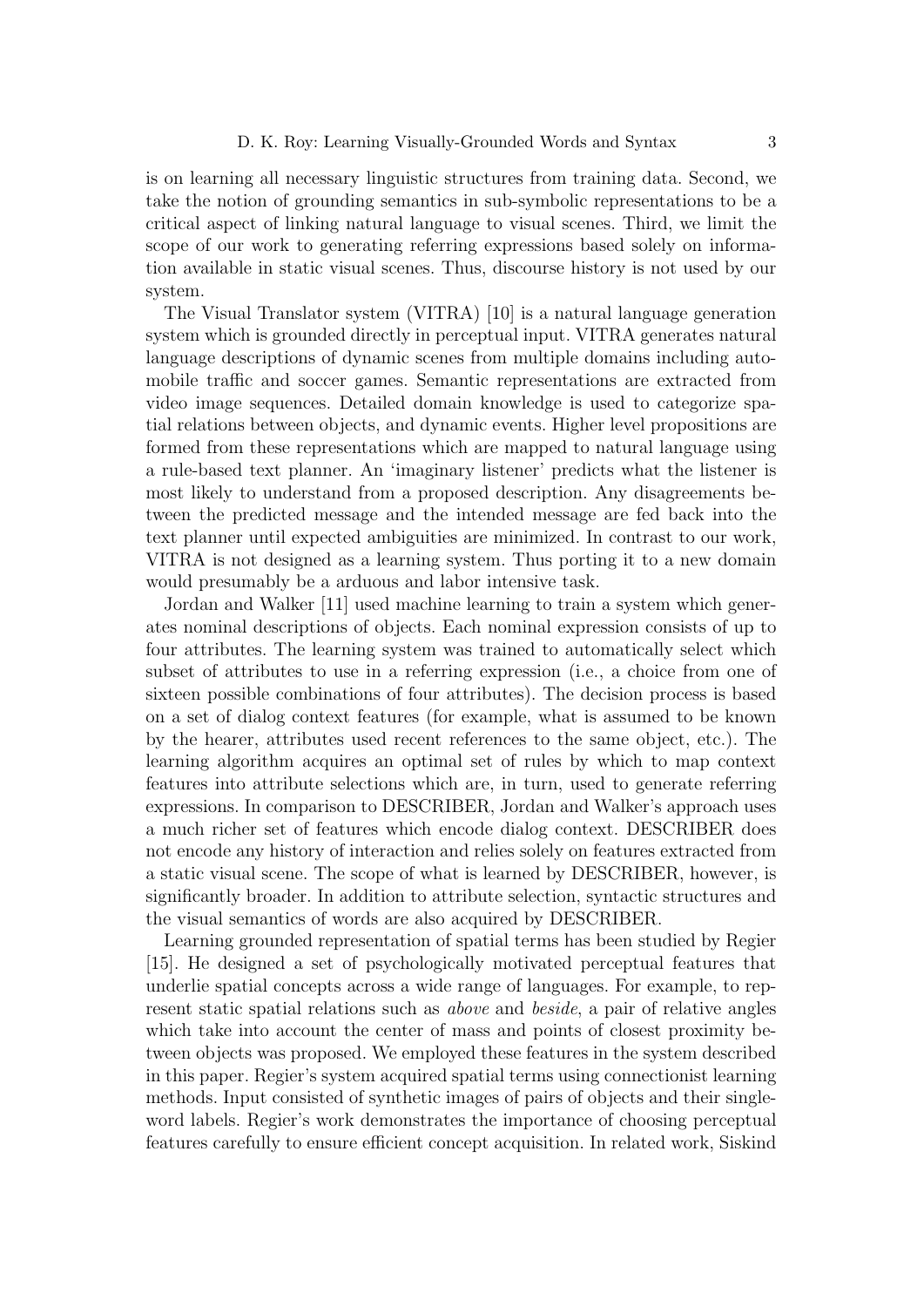is on learning all necessary linguistic structures from training data. Second, we take the notion of grounding semantics in sub-symbolic representations to be a critical aspect of linking natural language to visual scenes. Third, we limit the scope of our work to generating referring expressions based solely on information available in static visual scenes. Thus, discourse history is not used by our system.

The Visual Translator system (VITRA) [10] is a natural language generation system which is grounded directly in perceptual input. VITRA generates natural language descriptions of dynamic scenes from multiple domains including automobile traffic and soccer games. Semantic representations are extracted from video image sequences. Detailed domain knowledge is used to categorize spatial relations between objects, and dynamic events. Higher level propositions are formed from these representations which are mapped to natural language using a rule-based text planner. An 'imaginary listener' predicts what the listener is most likely to understand from a proposed description. Any disagreements between the predicted message and the intended message are fed back into the text planner until expected ambiguities are minimized. In contrast to our work, VITRA is not designed as a learning system. Thus porting it to a new domain would presumably be a arduous and labor intensive task.

Jordan and Walker [11] used machine learning to train a system which generates nominal descriptions of objects. Each nominal expression consists of up to four attributes. The learning system was trained to automatically select which subset of attributes to use in a referring expression (i.e., a choice from one of sixteen possible combinations of four attributes). The decision process is based on a set of dialog context features (for example, what is assumed to be known by the hearer, attributes used recent references to the same object, etc.). The learning algorithm acquires an optimal set of rules by which to map context features into attribute selections which are, in turn, used to generate referring expressions. In comparison to DESCRIBER, Jordan and Walker's approach uses a much richer set of features which encode dialog context. DESCRIBER does not encode any history of interaction and relies solely on features extracted from a static visual scene. The scope of what is learned by DESCRIBER, however, is significantly broader. In addition to attribute selection, syntactic structures and the visual semantics of words are also acquired by DESCRIBER.

Learning grounded representation of spatial terms has been studied by Regier [15]. He designed a set of psychologically motivated perceptual features that underlie spatial concepts across a wide range of languages. For example, to represent static spatial relations such as *above* and *beside*, a pair of relative angles which take into account the center of mass and points of closest proximity between objects was proposed. We employed these features in the system described in this paper. Regier's system acquired spatial terms using connectionist learning methods. Input consisted of synthetic images of pairs of objects and their single-word labels. Regier's work demonstrates the importance of choosing perceptual features carefully to ensure efficient concept acquisition. In related work, Siskind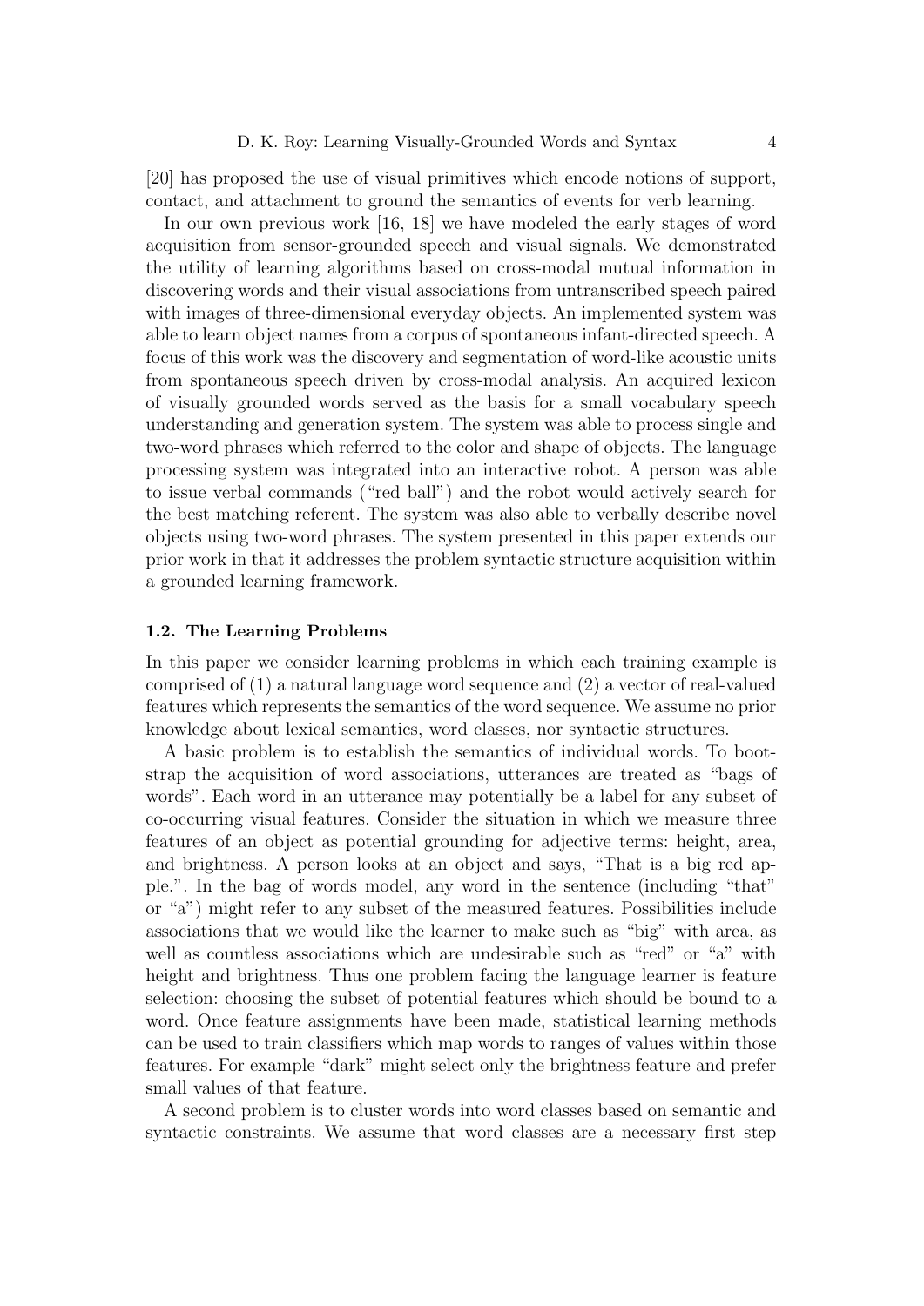[20] has proposed the use of visual primitives which encode notions of support, contact, and attachment to ground the semantics of events for verb learning.

In our own previous work [16, 18] we have modeled the early stages of word acquisition from sensor-grounded speech and visual signals. We demonstrated the utility of learning algorithms based on cross-modal mutual information in discovering words and their visual associations from untranscribed speech paired with images of three-dimensional everyday objects. An implemented system was able to learn object names from a corpus of spontaneous infant-directed speech. A focus of this work was the discovery and segmentation of word-like acoustic units from spontaneous speech driven by cross-modal analysis. An acquired lexicon of visually grounded words served as the basis for a small vocabulary speech understanding and generation system. The system was able to process single and two-word phrases which referred to the color and shape of objects. The language processing system was integrated into an interactive robot. A person was able to issue verbal commands ("red ball") and the robot would actively search for the best matching referent. The system was also able to verbally describe novel objects using two-word phrases. The system presented in this paper extends our prior work in that it addresses the problem syntactic structure acquisition within a grounded learning framework.

### 1.2. The Learning Problems

In this paper we consider learning problems in which each training example is comprised of (1) a natural language word sequence and (2) a vector of real-valued features which represents the semantics of the word sequence. We assume no prior knowledge about lexical semantics, word classes, nor syntactic structures.

A basic problem is to establish the semantics of individual words. To bootstrap the acquisition of word associations, utterances are treated as "bags of words". Each word in an utterance may potentially be a label for any subset of co-occurring visual features. Consider the situation in which we measure three features of an object as potential grounding for adjective terms: height, area, and brightness. A person looks at an object and says, "That is a big red apple.". In the bag of words model, any word in the sentence (including "that" or "a") might refer to any subset of the measured features. Possibilities include associations that we would like the learner to make such as "big" with area, as well as countless associations which are undesirable such as "red" or "a" with height and brightness. Thus one problem facing the language learner is feature selection: choosing the subset of potential features which should be bound to a word. Once feature assignments have been made, statistical learning methods can be used to train classifiers which map words to ranges of values within those features. For example "dark" might select only the brightness feature and prefer small values of that feature.

A second problem is to cluster words into word classes based on semantic and syntactic constraints. We assume that word classes are a necessary first step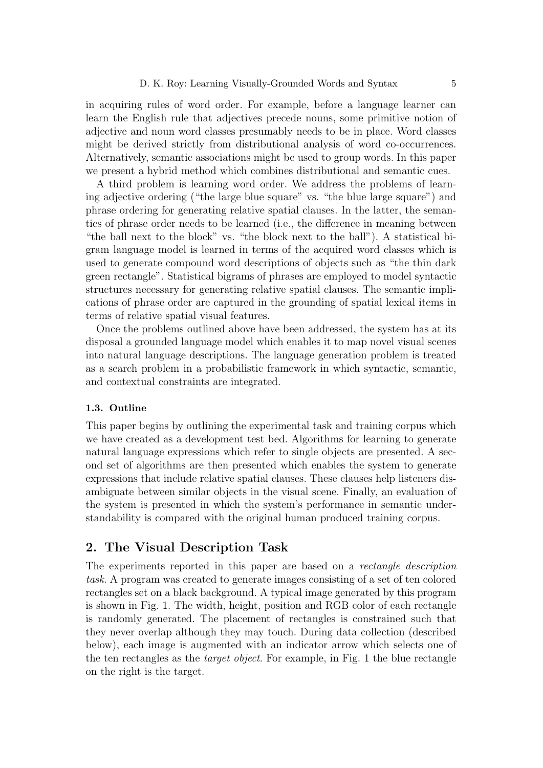in acquiring rules of word order. For example, before a language learner can learn the English rule that adjectives precede nouns, some primitive notion of adjective and noun word classes presumably needs to be in place. Word classes might be derived strictly from distributional analysis of word co-occurrences. Alternatively, semantic associations might be used to group words. In this paper we present a hybrid method which combines distributional and semantic cues.

A third problem is learning word order. We address the problems of learning adjective ordering ("the large blue square" vs. "the blue large square") and phrase ordering for generating relative spatial clauses. In the latter, the semantics of phrase order needs to be learned (i.e., the difference in meaning between "the ball next to the block" vs. "the block next to the ball"). A statistical bigram language model is learned in terms of the acquired word classes which is used to generate compound word descriptions of objects such as "the thin dark green rectangle". Statistical bigrams of phrases are employed to model syntactic structures necessary for generating relative spatial clauses. The semantic implications of phrase order are captured in the grounding of spatial lexical items in terms of relative spatial visual features.

Once the problems outlined above have been addressed, the system has at its disposal a grounded language model which enables it to map novel visual scenes into natural language descriptions. The language generation problem is treated as a search problem in a probabilistic framework in which syntactic, semantic, and contextual constraints are integrated.

### 1.3. Outline

This paper begins by outlining the experimental task and training corpus which we have created as a development test bed. Algorithms for learning to generate natural language expressions which refer to single objects are presented. A second set of algorithms are then presented which enables the system to generate expressions that include relative spatial clauses. These clauses help listeners disambiguate between similar objects in the visual scene. Finally, an evaluation of the system is presented in which the system's performance in semantic understandability is compared with the original human produced training corpus.

## 2. The Visual Description Task

The experiments reported in this paper are based on a *rectangle description task*. A program was created to generate images consisting of a set of ten colored rectangles set on a black background. A typical image generated by this program is shown in Fig. 1. The width, height, position and RGB color of each rectangle is randomly generated. The placement of rectangles is constrained such that they never overlap although they may touch. During data collection (described below), each image is augmented with an indicator arrow which selects one of the ten rectangles as the *target object*. For example, in Fig. 1 the blue rectangle on the right is the target.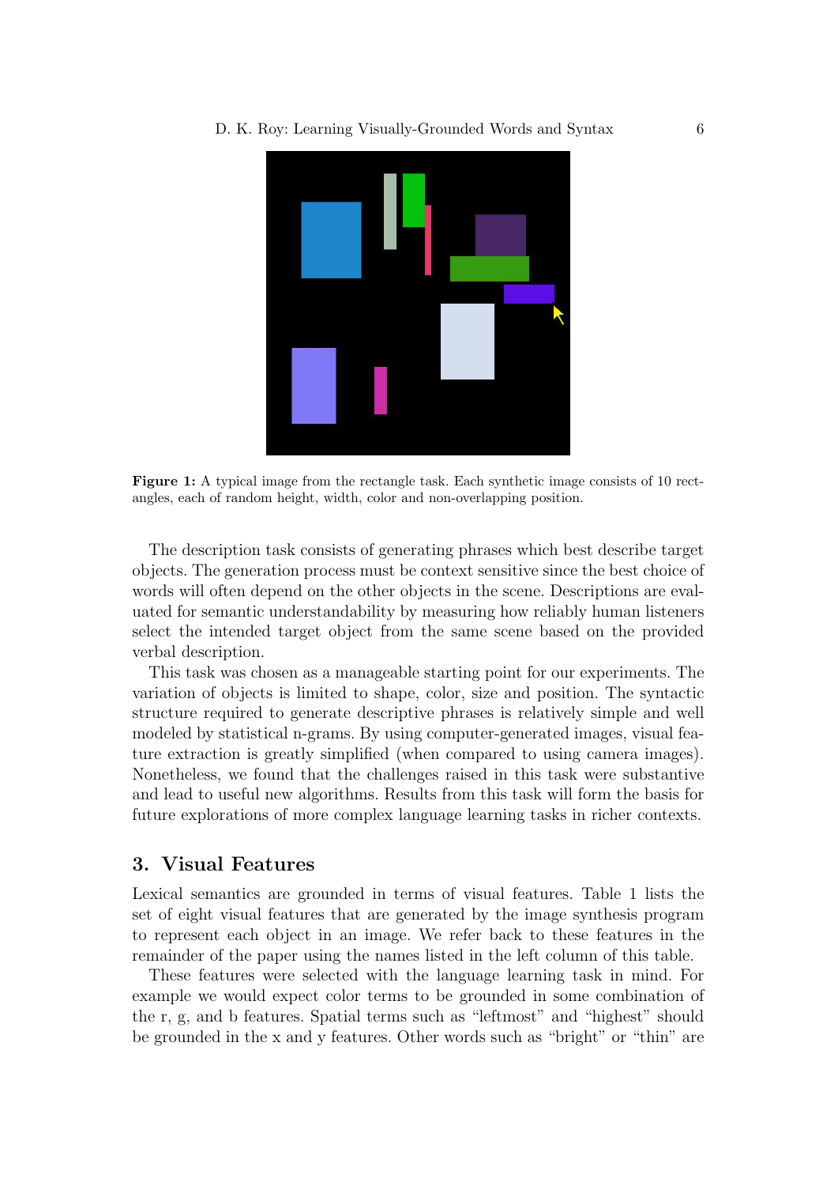**Figure 1:** A typical image from the rectangle task. Each synthetic image consists of 10 rectangles, each of random height, width, color and non-overlapping position.

The description task consists of generating phrases which best describe target objects. The generation process must be context sensitive since the best choice of words will often depend on the other objects in the scene. Descriptions are evaluated for semantic understandability by measuring how reliably human listeners select the intended target object from the same scene based on the provided verbal description.

This task was chosen as a manageable starting point for our experiments. The variation of objects is limited to shape, color, size and position. The syntactic structure required to generate descriptive phrases is relatively simple and well modeled by statistical n-grams. By using computer-generated images, visual feature extraction is greatly simplified (when compared to using camera images). Nonetheless, we found that the challenges raised in this task were substantive and lead to useful new algorithms. Results from this task will form the basis for future explorations of more complex language learning tasks in richer contexts.

## 3. Visual Features

Lexical semantics are grounded in terms of visual features. Table 1 lists the set of eight visual features that are generated by the image synthesis program to represent each object in an image. We refer back to these features in the remainder of the paper using the names listed in the left column of this table.

These features were selected with the language learning task in mind. For example we would expect color terms to be grounded in some combination of the r, g, and b features. Spatial terms such as "leftmost" and "highest" should be grounded in the x and y features. Other words such as "bright" or "thin" are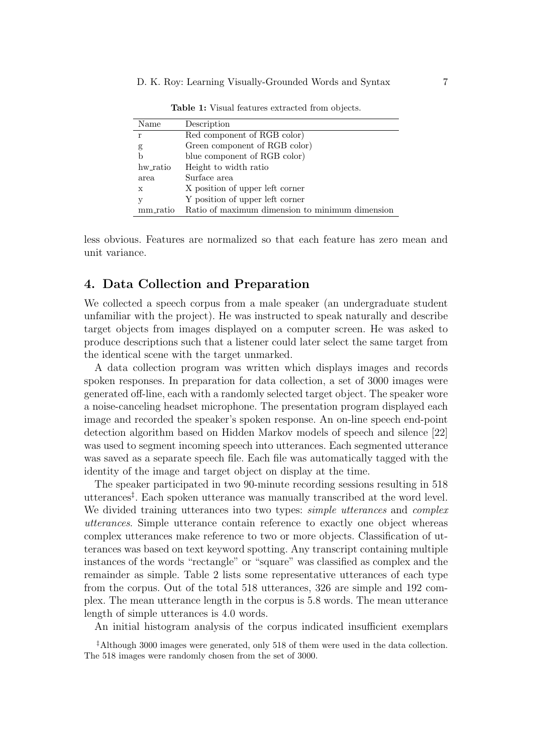**Table 1:** Visual features extracted from objects.

| Name | Description |
|---|---|
| r | Red component of RGB color) |
| g | Green component of RGB color) |
| b | blue component of RGB color) |
| hw_ratio | Height to width ratio |
| area | Surface area |
| x | X position of upper left corner |
| y | Y position of upper left corner |
| mm_ratio | Ratio of maximum dimension to minimum dimension |

less obvious. Features are normalized so that each feature has zero mean and unit variance.

## 4. Data Collection and Preparation

We collected a speech corpus from a male speaker (an undergraduate student unfamiliar with the project). He was instructed to speak naturally and describe target objects from images displayed on a computer screen. He was asked to produce descriptions such that a listener could later select the same target from the identical scene with the target unmarked.

A data collection program was written which displays images and records spoken responses. In preparation for data collection, a set of 3000 images were generated off-line, each with a randomly selected target object. The speaker wore a noise-canceling headset microphone. The presentation program displayed each image and recorded the speaker's spoken response. An on-line speech end-point detection algorithm based on Hidden Markov models of speech and silence [22] was used to segment incoming speech into utterances. Each segmented utterance was saved as a separate speech file. Each file was automatically tagged with the identity of the image and target object on display at the time.

The speaker participated in two 90-minute recording sessions resulting in 518 utterances‡. Each spoken utterance was manually transcribed at the word level. We divided training utterances into two types: *simple utterances* and *complex utterances*. Simple utterance contain reference to exactly one object whereas complex utterances make reference to two or more objects. Classification of utterances was based on text keyword spotting. Any transcript containing multiple instances of the words "rectangle" or "square" was classified as complex and the remainder as simple. Table 2 lists some representative utterances of each type from the corpus. Out of the total 518 utterances, 326 are simple and 192 complex. The mean utterance length in the corpus is 5.8 words. The mean utterance length of simple utterances is 4.0 words.

An initial histogram analysis of the corpus indicated insufficient exemplars

‡Although 3000 images were generated, only 518 of them were used in the data collection. The 518 images were randomly chosen from the set of 3000.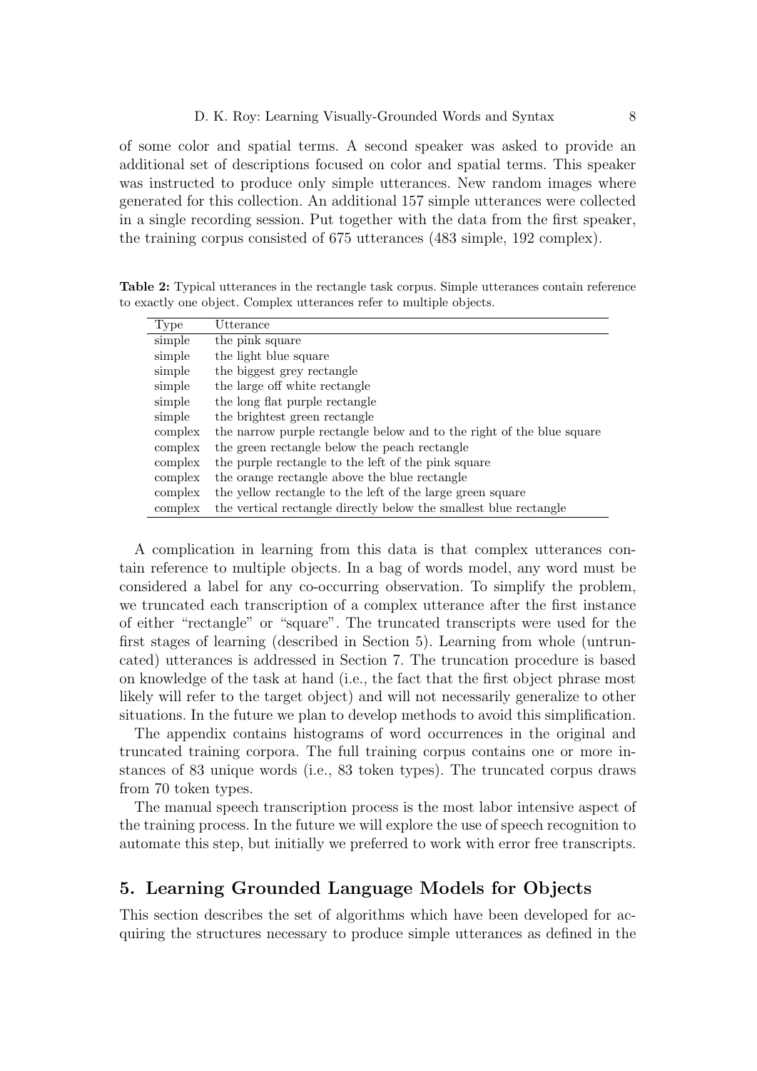of some color and spatial terms. A second speaker was asked to provide an additional set of descriptions focused on color and spatial terms. This speaker was instructed to produce only simple utterances. New random images where generated for this collection. An additional 157 simple utterances were collected in a single recording session. Put together with the data from the first speaker, the training corpus consisted of 675 utterances (483 simple, 192 complex).

**Table 2:** Typical utterances in the rectangle task corpus. Simple utterances contain reference to exactly one object. Complex utterances refer to multiple objects.

| Type | Utterance |
|---|---|
| simple | the pink square |
| simple | the light blue square |
| simple | the biggest grey rectangle |
| simple | the large off white rectangle |
| simple | the long flat purple rectangle |
| simple | the brightest green rectangle |
| complex | the narrow purple rectangle below and to the right of the blue square |
| complex | the green rectangle below the peach rectangle |
| complex | the purple rectangle to the left of the pink square |
| complex | the orange rectangle above the blue rectangle |
| complex | the yellow rectangle to the left of the large green square |
| complex | the vertical rectangle directly below the smallest blue rectangle |

A complication in learning from this data is that complex utterances contain reference to multiple objects. In a bag of words model, any word must be considered a label for any co-occurring observation. To simplify the problem, we truncated each transcription of a complex utterance after the first instance of either "rectangle" or "square". The truncated transcripts were used for the first stages of learning (described in Section 5). Learning from whole (untruncated) utterances is addressed in Section 7. The truncation procedure is based on knowledge of the task at hand (i.e., the fact that the first object phrase most likely will refer to the target object) and will not necessarily generalize to other situations. In the future we plan to develop methods to avoid this simplification.

The appendix contains histograms of word occurrences in the original and truncated training corpora. The full training corpus contains one or more instances of 83 unique words (i.e., 83 token types). The truncated corpus draws from 70 token types.

The manual speech transcription process is the most labor intensive aspect of the training process. In the future we will explore the use of speech recognition to automate this step, but initially we preferred to work with error free transcripts.

## 5. Learning Grounded Language Models for Objects

This section describes the set of algorithms which have been developed for acquiring the structures necessary to produce simple utterances as defined in the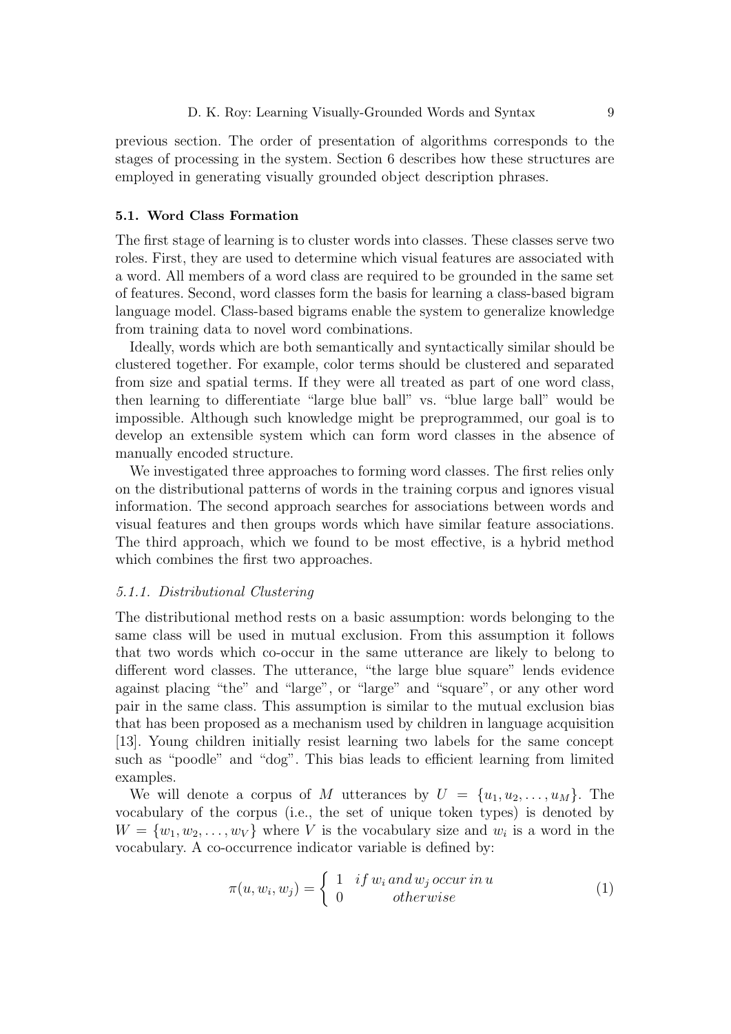previous section. The order of presentation of algorithms corresponds to the stages of processing in the system. Section 6 describes how these structures are employed in generating visually grounded object description phrases.

### 5.1. Word Class Formation

The first stage of learning is to cluster words into classes. These classes serve two roles. First, they are used to determine which visual features are associated with a word. All members of a word class are required to be grounded in the same set of features. Second, word classes form the basis for learning a class-based bigram language model. Class-based bigrams enable the system to generalize knowledge from training data to novel word combinations.

Ideally, words which are both semantically and syntactically similar should be clustered together. For example, color terms should be clustered and separated from size and spatial terms. If they were all treated as part of one word class, then learning to differentiate "large blue ball" vs. "blue large ball" would be impossible. Although such knowledge might be preprogrammed, our goal is to develop an extensible system which can form word classes in the absence of manually encoded structure.

We investigated three approaches to forming word classes. The first relies only on the distributional patterns of words in the training corpus and ignores visual information. The second approach searches for associations between words and visual features and then groups words which have similar feature associations. The third approach, which we found to be most effective, is a hybrid method which combines the first two approaches.

#### *5.1.1. Distributional Clustering*

The distributional method rests on a basic assumption: words belonging to the same class will be used in mutual exclusion. From this assumption it follows that two words which co-occur in the same utterance are likely to belong to different word classes. The utterance, "the large blue square" lends evidence against placing "the" and "large", or "large" and "square", or any other word pair in the same class. This assumption is similar to the mutual exclusion bias that has been proposed as a mechanism used by children in language acquisition [13]. Young children initially resist learning two labels for the same concept such as "poodle" and "dog". This bias leads to efficient learning from limited examples.

We will denote a corpus of $M$ utterances by $U = \{u_1, u_2, \ldots, u_M\}$. The vocabulary of the corpus (i.e., the set of unique token types) is denoted by $W = \{w_1, w_2, \ldots, w_V\}$ where $V$ is the vocabulary size and $w_i$ is a word in the vocabulary. A co-occurrence indicator variable is defined by:

$$\pi(u, w_i, w_j) = \begin{cases} 1 & if\, w_i\, and\, w_j\, occur\, in\, u \\ 0 & otherwise \end{cases} \tag{1}$$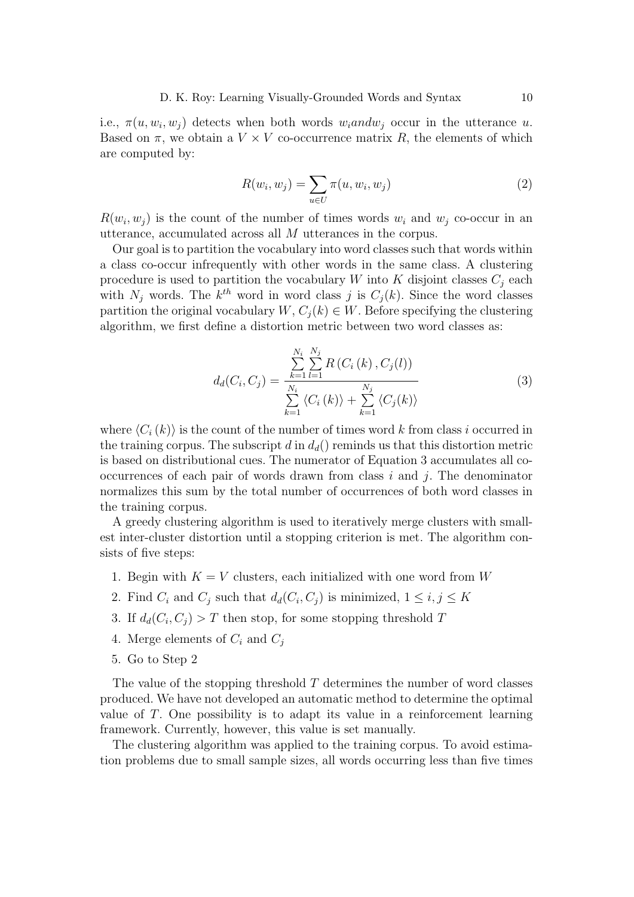i.e., $\pi(u, w_i, w_j)$ detects when both words $w_i and w_j$ occur in the utterance $u$. Based on $\pi$, we obtain a $V \times V$ co-occurrence matrix $R$, the elements of which are computed by:

$$R(w_i, w_j) = \sum_{u \in U} \pi(u, w_i, w_j) \tag{2}$$

$R(w_i, w_j)$ is the count of the number of times words $w_i$ and $w_j$ co-occur in an utterance, accumulated across all $M$ utterances in the corpus.

Our goal is to partition the vocabulary into word classes such that words within a class co-occur infrequently with other words in the same class. A clustering procedure is used to partition the vocabulary $W$ into $K$ disjoint classes $C_j$ each with $N_j$ words. The $k^{th}$ word in word class $j$ is $C_j(k)$. Since the word classes partition the original vocabulary $W$, $C_j(k) \in W$. Before specifying the clustering algorithm, we first define a distortion metric between two word classes as:

$$d_d(C_i, C_j) = \frac{\sum_{k=1}^{N_i} \sum_{l=1}^{N_j} R\left(C_i\left(k\right), C_j(l)\right)}{\sum_{k=1}^{N_i} \left\langle C_i\left(k\right)\right\rangle + \sum_{k=1}^{N_j} \left\langle C_j(k)\right\rangle} \tag{3}$$

where $\langle C_i(k) \rangle$ is the count of the number of times word $k$ from class $i$ occurred in the training corpus. The subscript $d$ in $d_d()$ reminds us that this distortion metric is based on distributional cues. The numerator of Equation 3 accumulates all co-occurrences of each pair of words drawn from class $i$ and $j$. The denominator normalizes this sum by the total number of occurrences of both word classes in the training corpus.

A greedy clustering algorithm is used to iteratively merge clusters with smallest inter-cluster distortion until a stopping criterion is met. The algorithm consists of five steps:

1. Begin with $K = V$ clusters, each initialized with one word from $W$
2. Find $C_i$ and $C_j$ such that $d_d(C_i, C_j)$ is minimized, $1 \leq i, j \leq K$
3. If $d_d(C_i, C_j) > T$ then stop, for some stopping threshold $T$
4. Merge elements of $C_i$ and $C_j$
5. Go to Step 2

The value of the stopping threshold $T$ determines the number of word classes produced. We have not developed an automatic method to determine the optimal value of $T$. One possibility is to adapt its value in a reinforcement learning framework. Currently, however, this value is set manually.

The clustering algorithm was applied to the training corpus. To avoid estimation problems due to small sample sizes, all words occurring less than five times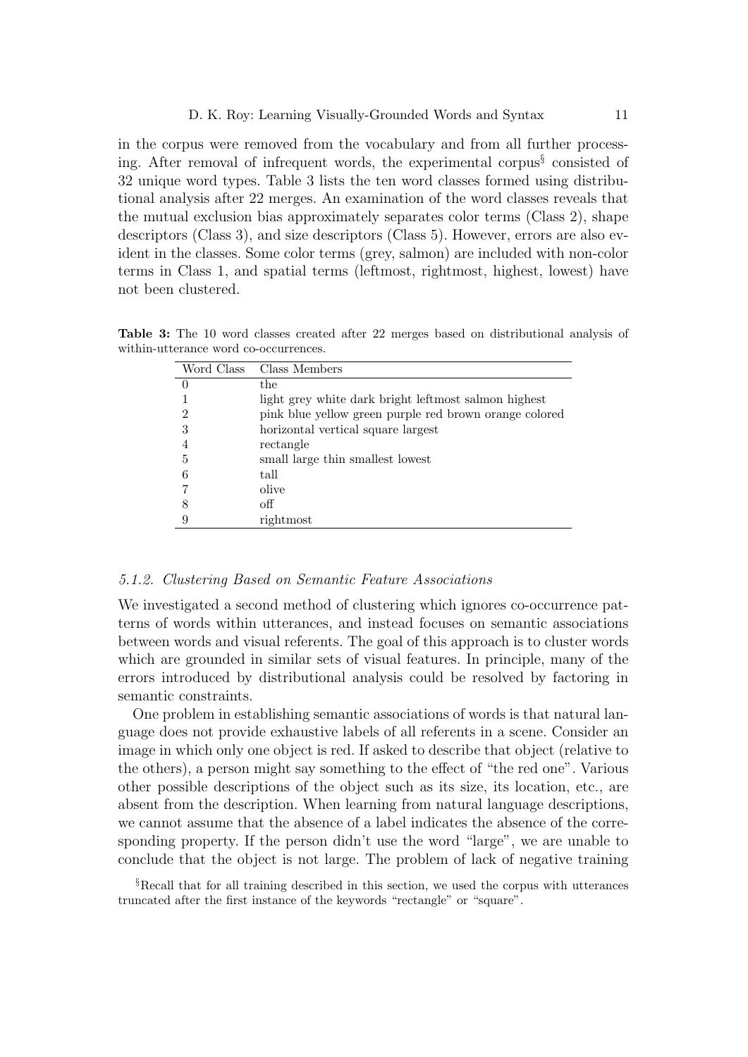in the corpus were removed from the vocabulary and from all further processing. After removal of infrequent words, the experimental corpus[§] consisted of 32 unique word types. Table 3 lists the ten word classes formed using distributional analysis after 22 merges. An examination of the word classes reveals that the mutual exclusion bias approximately separates color terms (Class 2), shape descriptors (Class 3), and size descriptors (Class 5). However, errors are also evident in the classes. Some color terms (grey, salmon) are included with non-color terms in Class 1, and spatial terms (leftmost, rightmost, highest, lowest) have not been clustered.

**Table 3:** The 10 word classes created after 22 merges based on distributional analysis of within-utterance word co-occurrences.

| Word Class | Class Members |
|---|---|
| 0 | the |
| 1 | light grey white dark bright leftmost salmon highest |
| 2 | pink blue yellow green purple red brown orange colored |
| 3 | horizontal vertical square largest |
| 4 | rectangle |
| 5 | small large thin smallest lowest |
| 6 | tall |
| 7 | olive |
| 8 | off |
| 9 | rightmost |

### 5.1.2. Clustering Based on Semantic Feature Associations

We investigated a second method of clustering which ignores co-occurrence patterns of words within utterances, and instead focuses on semantic associations between words and visual referents. The goal of this approach is to cluster words which are grounded in similar sets of visual features. In principle, many of the errors introduced by distributional analysis could be resolved by factoring in semantic constraints.

One problem in establishing semantic associations of words is that natural language does not provide exhaustive labels of all referents in a scene. Consider an image in which only one object is red. If asked to describe that object (relative to the others), a person might say something to the effect of "the red one". Various other possible descriptions of the object such as its size, its location, etc., are absent from the description. When learning from natural language descriptions, we cannot assume that the absence of a label indicates the absence of the corresponding property. If the person didn't use the word "large", we are unable to conclude that the object is not large. The problem of lack of negative training

[§]Recall that for all training described in this section, we used the corpus with utterances truncated after the first instance of the keywords "rectangle" or "square".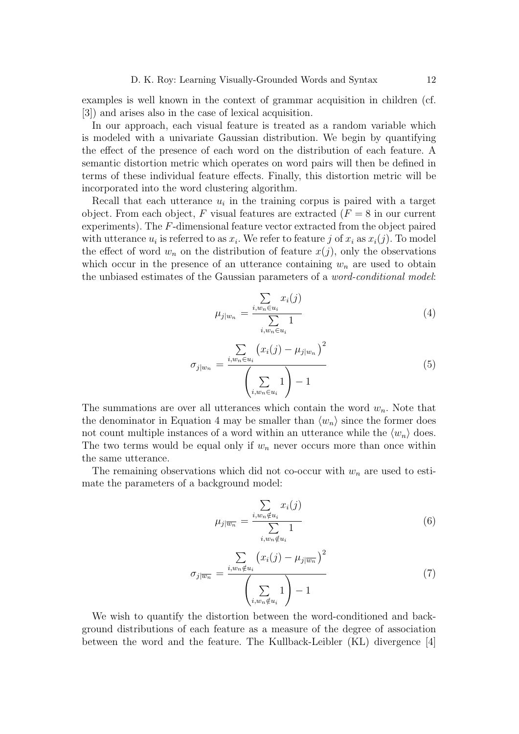examples is well known in the context of grammar acquisition in children (cf. [3]) and arises also in the case of lexical acquisition.

In our approach, each visual feature is treated as a random variable which is modeled with a univariate Gaussian distribution. We begin by quantifying the effect of the presence of each word on the distribution of each feature. A semantic distortion metric which operates on word pairs will then be defined in terms of these individual feature effects. Finally, this distortion metric will be incorporated into the word clustering algorithm.

Recall that each utterance $u_i$ in the training corpus is paired with a target object. From each object, $F$ visual features are extracted ($F = 8$ in our current experiments). The $F$-dimensional feature vector extracted from the object paired with utterance $u_i$ is referred to as $x_i$. We refer to feature $j$ of $x_i$ as $x_i(j)$. To model the effect of word $w_n$ on the distribution of feature $x(j)$, only the observations which occur in the presence of an utterance containing $w_n$ are used to obtain the unbiased estimates of the Gaussian parameters of a *word-conditional model*:

$$\mu_{j|w_n} = \frac{\sum\limits_{i, w_n \in u_i} x_i(j)}{\sum\limits_{i, w_n \in u_i} 1} \tag{4}$$

$$\sigma_{j|w_n} = \frac{\sum\limits_{i, w_n \in u_i} \left(x_i(j) - \mu_{j|w_n}\right)^2}{\left(\sum\limits_{i, w_n \in u_i} 1\right) - 1} \tag{5}$$

The summations are over all utterances which contain the word $w_n$. Note that the denominator in Equation 4 may be smaller than $\langle w_n \rangle$ since the former does not count multiple instances of a word within an utterance while the $\langle w_n \rangle$ does. The two terms would be equal only if $w_n$ never occurs more than once within the same utterance.

The remaining observations which did not co-occur with $w_n$ are used to estimate the parameters of a background model:

$$\mu_{j|\overline{w_n}} = \frac{\sum\limits_{i, w_n \notin u_i} x_i(j)}{\sum\limits_{i, w_n \notin u_i} 1} \tag{6}$$

$$\sigma_{j|\overline{w_n}} = \frac{\sum\limits_{i, w_n \notin u_i} \left(x_i(j) - \mu_{j|\overline{w_n}}\right)^2}{\left(\sum\limits_{i, w_n \notin u_i} 1\right) - 1} \tag{7}$$

We wish to quantify the distortion between the word-conditioned and background distributions of each feature as a measure of the degree of association between the word and the feature. The Kullback-Leibler (KL) divergence [4]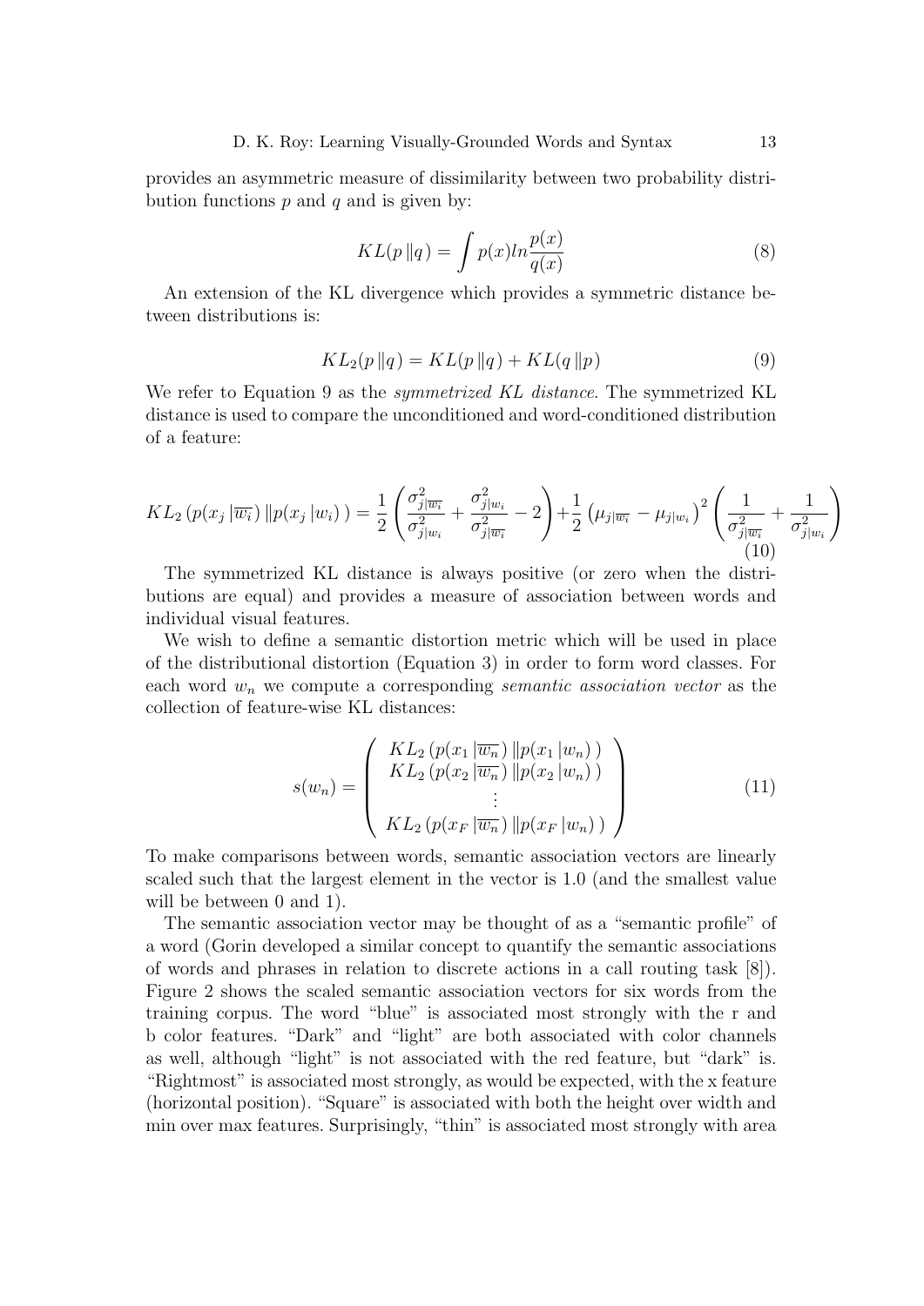provides an asymmetric measure of dissimilarity between two probability distribution functions $p$ and $q$ and is given by:

$$KL(p\,\|q) = \int p(x) ln \frac{p(x)}{q(x)} \tag{8}$$

An extension of the KL divergence which provides a symmetric distance between distributions is:

$$KL_2(p\,\|q) = KL(p\,\|q) + KL(q\,\|p) \tag{9}$$

We refer to Equation 9 as the *symmetrized KL distance*. The symmetrized KL distance is used to compare the unconditioned and word-conditioned distribution of a feature:

$$KL_2\left(p(x_j\,|\overline{w_i})\,\|p(x_j\,|w_i)\,\right) = \frac{1}{2}\left(\frac{\sigma^2_{j|\overline{w_i}}}{\sigma^2_{j|w_i}} + \frac{\sigma^2_{j|w_i}}{\sigma^2_{j|\overline{w_i}}} - 2\right) + \frac{1}{2}\left(\mu_{j|\overline{w_i}} - \mu_{j|w_i}\right)^2\left(\frac{1}{\sigma^2_{j|\overline{w_i}}} + \frac{1}{\sigma^2_{j|w_i}}\right) \tag{10}$$

The symmetrized KL distance is always positive (or zero when the distributions are equal) and provides a measure of association between words and individual visual features.

We wish to define a semantic distortion metric which will be used in place of the distributional distortion (Equation 3) in order to form word classes. For each word $w_n$ we compute a corresponding *semantic association vector* as the collection of feature-wise KL distances:

$$s(w_n) = \begin{pmatrix} KL_2\left(p(x_1\,|\overline{w_n})\,\|p(x_1\,|w_n)\,\right) \\ KL_2\left(p(x_2\,|\overline{w_n})\,\|p(x_2\,|w_n)\,\right) \\ \vdots \\ KL_2\left(p(x_F\,|\overline{w_n})\,\|p(x_F\,|w_n)\,\right) \end{pmatrix} \tag{11}$$

To make comparisons between words, semantic association vectors are linearly scaled such that the largest element in the vector is 1.0 (and the smallest value will be between 0 and 1).

The semantic association vector may be thought of as a "semantic profile" of a word (Gorin developed a similar concept to quantify the semantic associations of words and phrases in relation to discrete actions in a call routing task [8]). Figure 2 shows the scaled semantic association vectors for six words from the training corpus. The word "blue" is associated most strongly with the r and b color features. "Dark" and "light" are both associated with color channels as well, although "light" is not associated with the red feature, but "dark" is. "Rightmost" is associated most strongly, as would be expected, with the x feature (horizontal position). "Square" is associated with both the height over width and min over max features. Surprisingly, "thin" is associated most strongly with area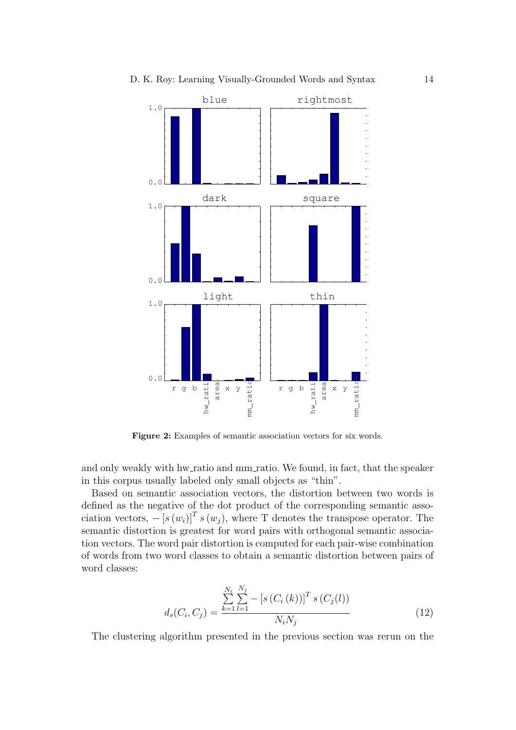**Figure 2:** Examples of semantic association vectors for six words.

and only weakly with hw_ratio and mm_ratio. We found, in fact, that the speaker in this corpus usually labeled only small objects as "thin".

Based on semantic association vectors, the distortion between two words is defined as the negative of the dot product of the corresponding semantic association vectors, $-\left[s\left(w_i\right)\right]^T s\left(w_j\right)$, where T denotes the transpose operator. The semantic distortion is greatest for word pairs with orthogonal semantic association vectors. The word pair distortion is computed for each pair-wise combination of words from two word classes to obtain a semantic distortion between pairs of word classes:

$$d_s(C_i, C_j) = \frac{\sum_{k=1}^{N_i} \sum_{l=1}^{N_j} -\left[s\left(C_i\left(k\right)\right)\right]^T s\left(C_j(l)\right)}{N_i N_j} \tag{12}$$

The clustering algorithm presented in the previous section was rerun on the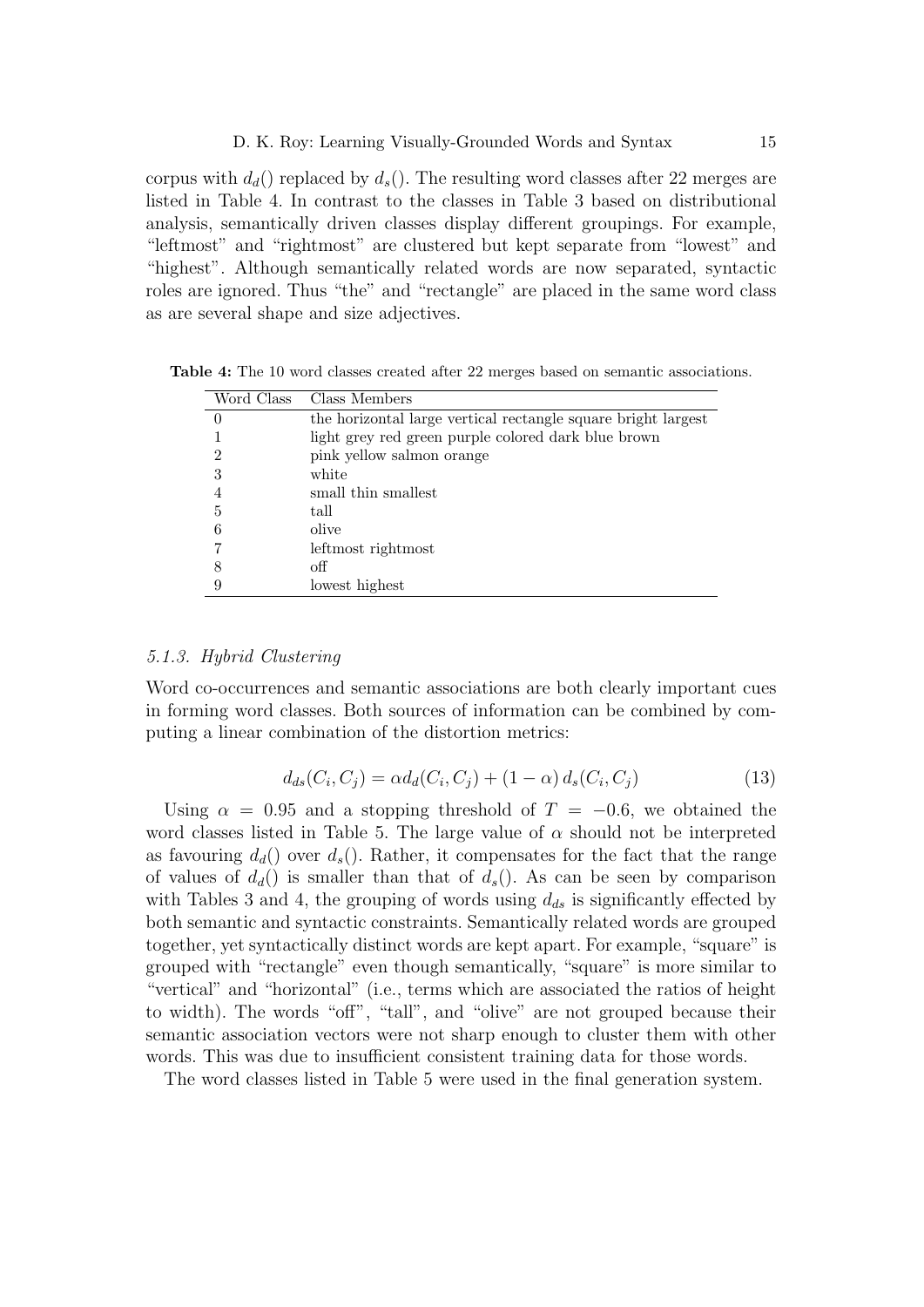corpus with $d_d()$ replaced by $d_s()$. The resulting word classes after 22 merges are listed in Table 4. In contrast to the classes in Table 3 based on distributional analysis, semantically driven classes display different groupings. For example, "leftmost" and "rightmost" are clustered but kept separate from "lowest" and "highest". Although semantically related words are now separated, syntactic roles are ignored. Thus "the" and "rectangle" are placed in the same word class as are several shape and size adjectives.

**Table 4:** The 10 word classes created after 22 merges based on semantic associations.

| Word Class | Class Members |
|---|---|
| 0 | the horizontal large vertical rectangle square bright largest |
| 1 | light grey red green purple colored dark blue brown |
| 2 | pink yellow salmon orange |
| 3 | white |
| 4 | small thin smallest |
| 5 | tall |
| 6 | olive |
| 7 | leftmost rightmost |
| 8 | off |
| 9 | lowest highest |

#### *5.1.3. Hybrid Clustering*

Word co-occurrences and semantic associations are both clearly important cues in forming word classes. Both sources of information can be combined by computing a linear combination of the distortion metrics:

$$d_{ds}(C_i, C_j) = \alpha d_d(C_i, C_j) + (1 - \alpha)\, d_s(C_i, C_j) \tag{13}$$

Using $\alpha = 0.95$ and a stopping threshold of $T = -0.6$, we obtained the word classes listed in Table 5. The large value of $\alpha$ should not be interpreted as favouring $d_d()$ over $d_s()$. Rather, it compensates for the fact that the range of values of $d_d()$ is smaller than that of $d_s()$. As can be seen by comparison with Tables 3 and 4, the grouping of words using $d_{ds}$ is significantly effected by both semantic and syntactic constraints. Semantically related words are grouped together, yet syntactically distinct words are kept apart. For example, "square" is grouped with "rectangle" even though semantically, "square" is more similar to "vertical" and "horizontal" (i.e., terms which are associated the ratios of height to width). The words "off", "tall", and "olive" are not grouped because their semantic association vectors were not sharp enough to cluster them with other words. This was due to insufficient consistent training data for those words.

The word classes listed in Table 5 were used in the final generation system.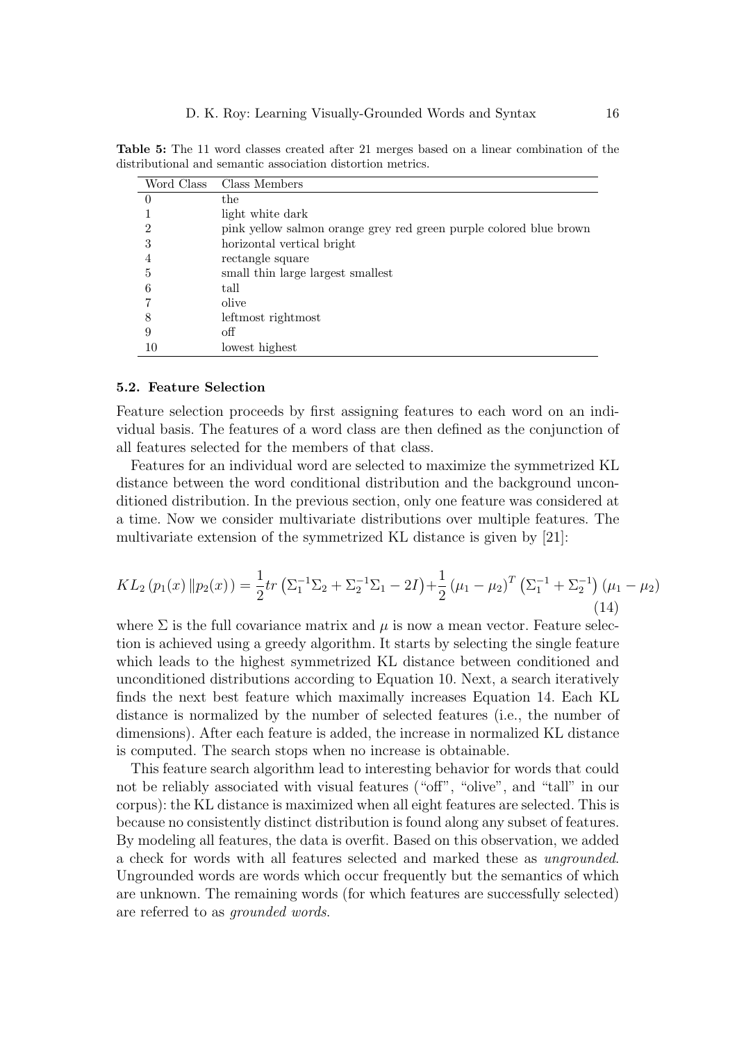**Table 5:** The 11 word classes created after 21 merges based on a linear combination of the distributional and semantic association distortion metrics.

| Word Class | Class Members |
|---|---|
| 0 | the |
| 1 | light white dark |
| 2 | pink yellow salmon orange grey red green purple colored blue brown |
| 3 | horizontal vertical bright |
| 4 | rectangle square |
| 5 | small thin large largest smallest |
| 6 | tall |
| 7 | olive |
| 8 | leftmost rightmost |
| 9 | off |
| 10 | lowest highest |

### 5.2. Feature Selection

Feature selection proceeds by first assigning features to each word on an individual basis. The features of a word class are then defined as the conjunction of all features selected for the members of that class.

Features for an individual word are selected to maximize the symmetrized KL distance between the word conditional distribution and the background unconditioned distribution. In the previous section, only one feature was considered at a time. Now we consider multivariate distributions over multiple features. The multivariate extension of the symmetrized KL distance is given by [21]:

$$KL_2\left(p_1(x)\,\|p_2(x)\right) = \frac{1}{2}tr\left(\Sigma_1^{-1}\Sigma_2 + \Sigma_2^{-1}\Sigma_1 - 2I\right) + \frac{1}{2}\left(\mu_1 - \mu_2\right)^T\left(\Sigma_1^{-1} + \Sigma_2^{-1}\right)\left(\mu_1 - \mu_2\right) \quad (14)$$

where $\Sigma$ is the full covariance matrix and $\mu$ is now a mean vector. Feature selection is achieved using a greedy algorithm. It starts by selecting the single feature which leads to the highest symmetrized KL distance between conditioned and unconditioned distributions according to Equation 10. Next, a search iteratively finds the next best feature which maximally increases Equation 14. Each KL distance is normalized by the number of selected features (i.e., the number of dimensions). After each feature is added, the increase in normalized KL distance is computed. The search stops when no increase is obtainable.

This feature search algorithm lead to interesting behavior for words that could not be reliably associated with visual features ("off", "olive", and "tall" in our corpus): the KL distance is maximized when all eight features are selected. This is because no consistently distinct distribution is found along any subset of features. By modeling all features, the data is overfit. Based on this observation, we added a check for words with all features selected and marked these as *ungrounded*. Ungrounded words are words which occur frequently but the semantics of which are unknown. The remaining words (for which features are successfully selected) are referred to as *grounded words*.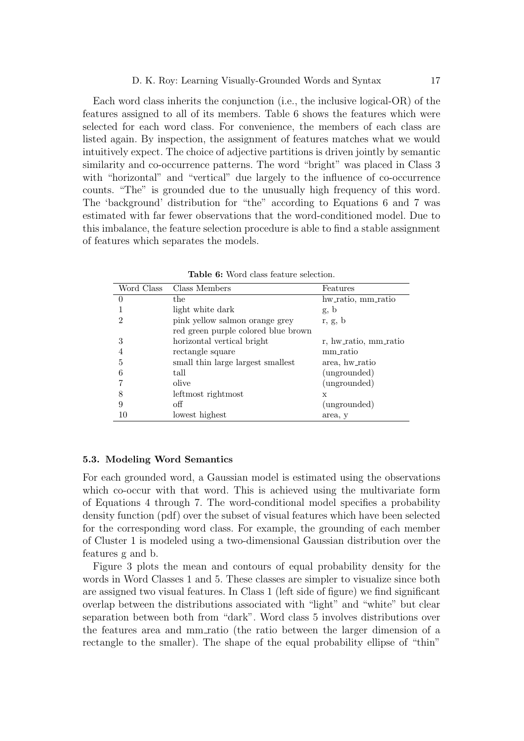Each word class inherits the conjunction (i.e., the inclusive logical-OR) of the features assigned to all of its members. Table 6 shows the features which were selected for each word class. For convenience, the members of each class are listed again. By inspection, the assignment of features matches what we would intuitively expect. The choice of adjective partitions is driven jointly by semantic similarity and co-occurrence patterns. The word "bright" was placed in Class 3 with "horizontal" and "vertical" due largely to the influence of co-occurrence counts. "The" is grounded due to the unusually high frequency of this word. The 'background' distribution for "the" according to Equations 6 and 7 was estimated with far fewer observations that the word-conditioned model. Due to this imbalance, the feature selection procedure is able to find a stable assignment of features which separates the models.

**Table 6:** Word class feature selection.

| Word Class | Class Members | Features |
|---|---|---|
| 0 | the | hw_ratio, mm_ratio |
| 1 | light white dark | g, b |
| 2 | pink yellow salmon orange grey red green purple colored blue brown | r, g, b |
| 3 | horizontal vertical bright | r, hw_ratio, mm_ratio |
| 4 | rectangle square | mm_ratio |
| 5 | small thin large largest smallest | area, hw_ratio |
| 6 | tall | (ungrounded) |
| 7 | olive | (ungrounded) |
| 8 | leftmost rightmost | x |
| 9 | off | (ungrounded) |
| 10 | lowest highest | area, y |

### 5.3. Modeling Word Semantics

For each grounded word, a Gaussian model is estimated using the observations which co-occur with that word. This is achieved using the multivariate form of Equations 4 through 7. The word-conditional model specifies a probability density function (pdf) over the subset of visual features which have been selected for the corresponding word class. For example, the grounding of each member of Cluster 1 is modeled using a two-dimensional Gaussian distribution over the features g and b.

Figure 3 plots the mean and contours of equal probability density for the words in Word Classes 1 and 5. These classes are simpler to visualize since both are assigned two visual features. In Class 1 (left side of figure) we find significant overlap between the distributions associated with "light" and "white" but clear separation between both from "dark". Word class 5 involves distributions over the features area and mm_ratio (the ratio between the larger dimension of a rectangle to the smaller). The shape of the equal probability ellipse of "thin"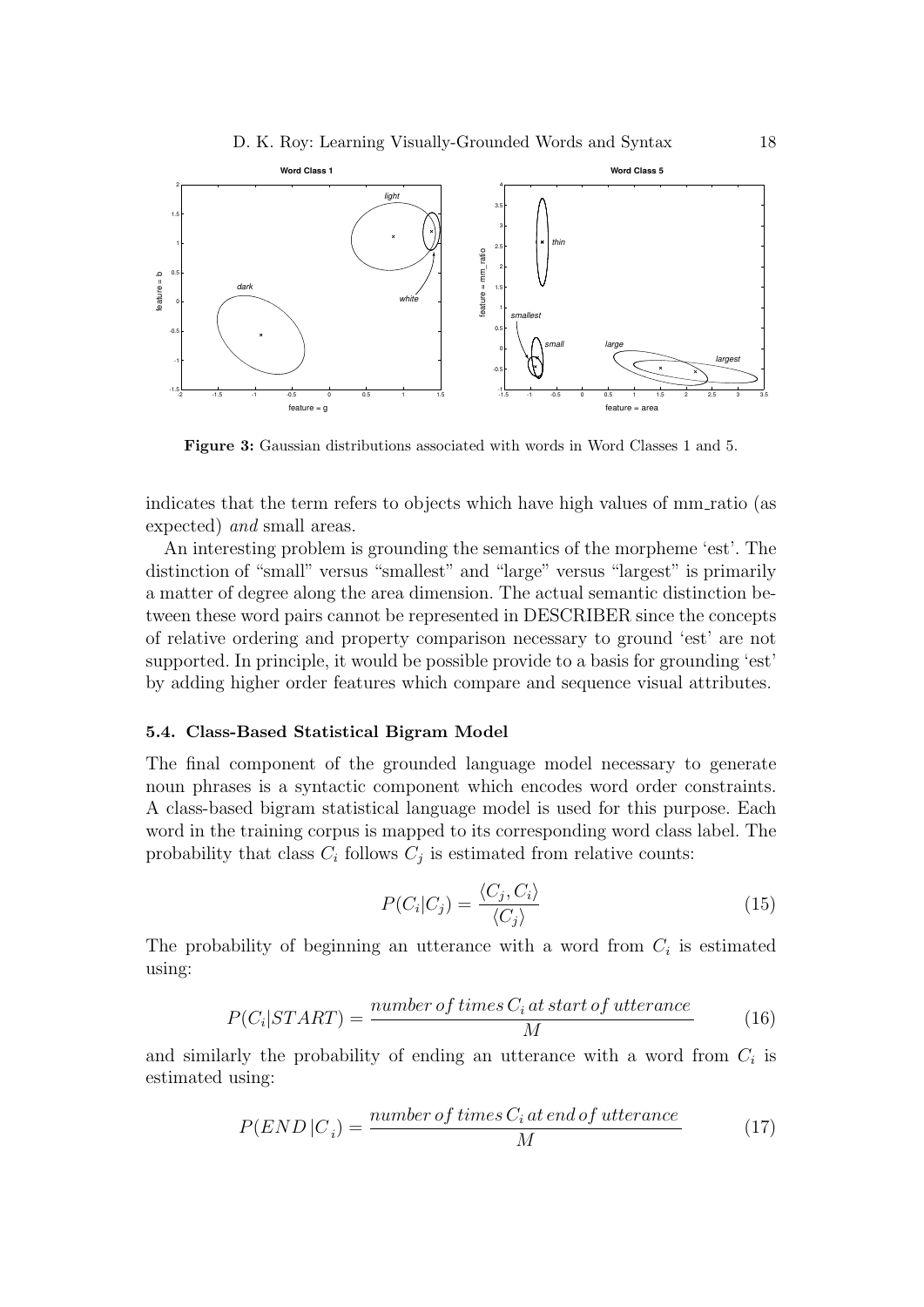**Figure 3:** Gaussian distributions associated with words in Word Classes 1 and 5.

indicates that the term refers to objects which have high values of mm_ratio (as expected) *and* small areas.

An interesting problem is grounding the semantics of the morpheme 'est'. The distinction of "small" versus "smallest" and "large" versus "largest" is primarily a matter of degree along the area dimension. The actual semantic distinction between these word pairs cannot be represented in DESCRIBER since the concepts of relative ordering and property comparison necessary to ground 'est' are not supported. In principle, it would be possible provide to a basis for grounding 'est' by adding higher order features which compare and sequence visual attributes.

### 5.4. Class-Based Statistical Bigram Model

The final component of the grounded language model necessary to generate noun phrases is a syntactic component which encodes word order constraints. A class-based bigram statistical language model is used for this purpose. Each word in the training corpus is mapped to its corresponding word class label. The probability that class $C_i$ follows $C_j$ is estimated from relative counts:

$$P(C_i|C_j) = \frac{\langle C_j, C_i \rangle}{\langle C_j \rangle} \tag{15}$$

The probability of beginning an utterance with a word from $C_i$ is estimated using:

$$P(C_i|START) = \frac{number\, of\, times\, C_i\, at\, start\, of\, utterance}{M} \tag{16}$$

and similarly the probability of ending an utterance with a word from $C_i$ is estimated using:

$$P(END\,|C_i) = \frac{number\, of\, times\, C_i\, at\, end\, of\, utterance}{M} \tag{17}$$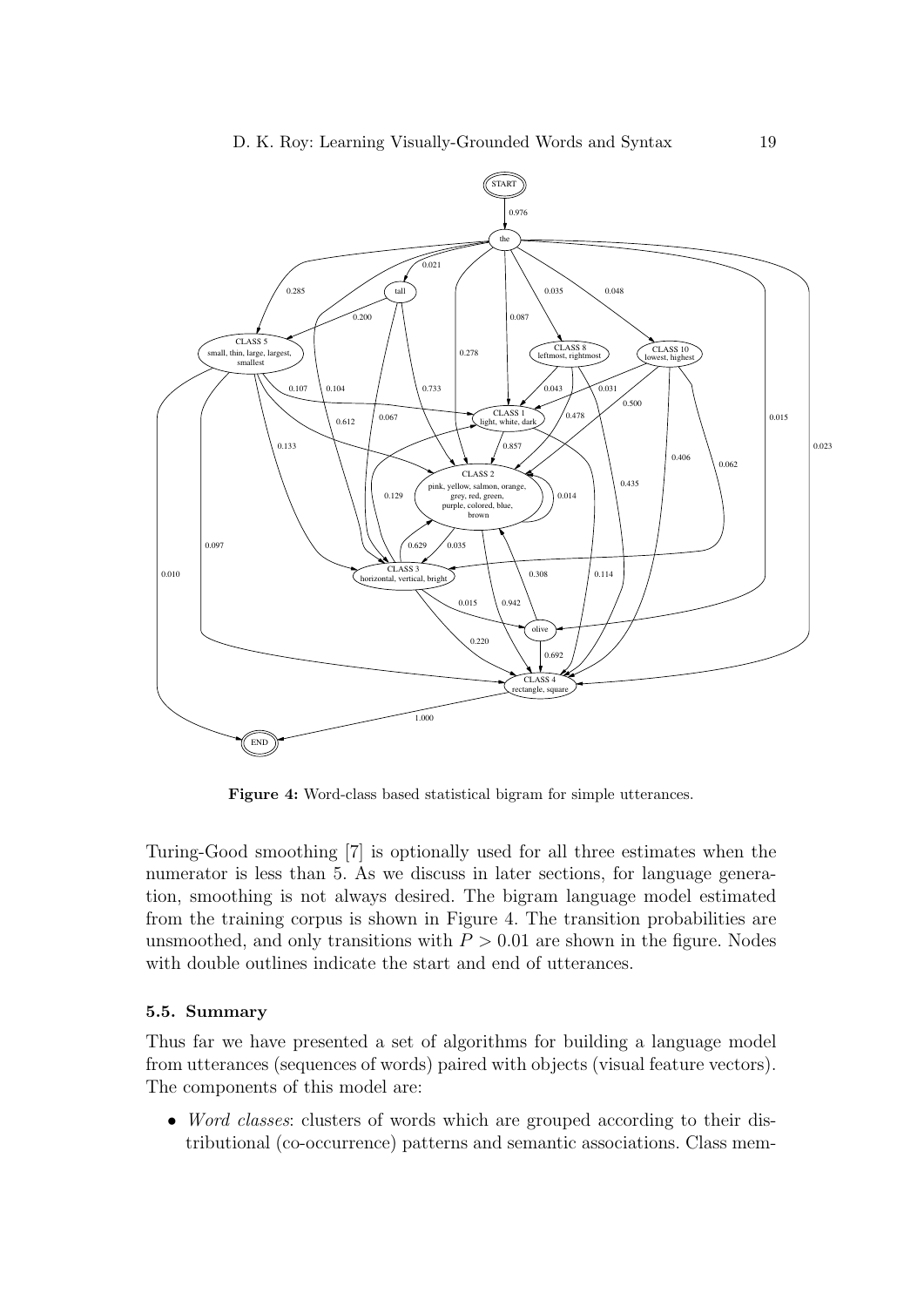**Figure 4:** Word-class based statistical bigram for simple utterances.

Turing-Good smoothing [7] is optionally used for all three estimates when the numerator is less than 5. As we discuss in later sections, for language generation, smoothing is not always desired. The bigram language model estimated from the training corpus is shown in Figure 4. The transition probabilities are unsmoothed, and only transitions with $P > 0.01$ are shown in the figure. Nodes with double outlines indicate the start and end of utterances.

### 5.5. Summary

Thus far we have presented a set of algorithms for building a language model from utterances (sequences of words) paired with objects (visual feature vectors). The components of this model are:

- *Word classes*: clusters of words which are grouped according to their distributional (co-occurrence) patterns and semantic associations. Class mem-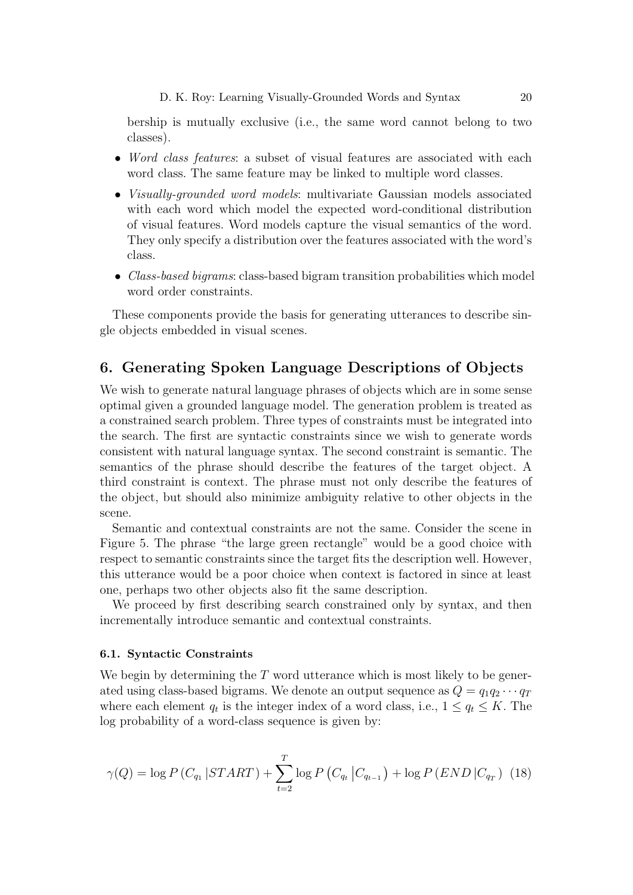bership is mutually exclusive (i.e., the same word cannot belong to two classes).

- *Word class features*: a subset of visual features are associated with each word class. The same feature may be linked to multiple word classes.
- *Visually-grounded word models*: multivariate Gaussian models associated with each word which model the expected word-conditional distribution of visual features. Word models capture the visual semantics of the word. They only specify a distribution over the features associated with the word's class.
- *Class-based bigrams*: class-based bigram transition probabilities which model word order constraints.

These components provide the basis for generating utterances to describe single objects embedded in visual scenes.

## 6. Generating Spoken Language Descriptions of Objects

We wish to generate natural language phrases of objects which are in some sense optimal given a grounded language model. The generation problem is treated as a constrained search problem. Three types of constraints must be integrated into the search. The first are syntactic constraints since we wish to generate words consistent with natural language syntax. The second constraint is semantic. The semantics of the phrase should describe the features of the target object. A third constraint is context. The phrase must not only describe the features of the object, but should also minimize ambiguity relative to other objects in the scene.

Semantic and contextual constraints are not the same. Consider the scene in Figure 5. The phrase "the large green rectangle" would be a good choice with respect to semantic constraints since the target fits the description well. However, this utterance would be a poor choice when context is factored in since at least one, perhaps two other objects also fit the same description.

We proceed by first describing search constrained only by syntax, and then incrementally introduce semantic and contextual constraints.

### 6.1. Syntactic Constraints

We begin by determining the $T$ word utterance which is most likely to be generated using class-based bigrams. We denote an output sequence as $Q = q_1 q_2 \cdots q_T$ where each element $q_t$ is the integer index of a word class, i.e., $1 \leq q_t \leq K$. The log probability of a word-class sequence is given by:

$$\gamma(Q) = \log P\left(C_{q_1} \left| START\right.\right) + \sum_{t=2}^{T} \log P\left(C_{q_t} \left| C_{q_{t-1}}\right.\right) + \log P\left(END \left| C_{q_T}\right.\right) \quad (18)$$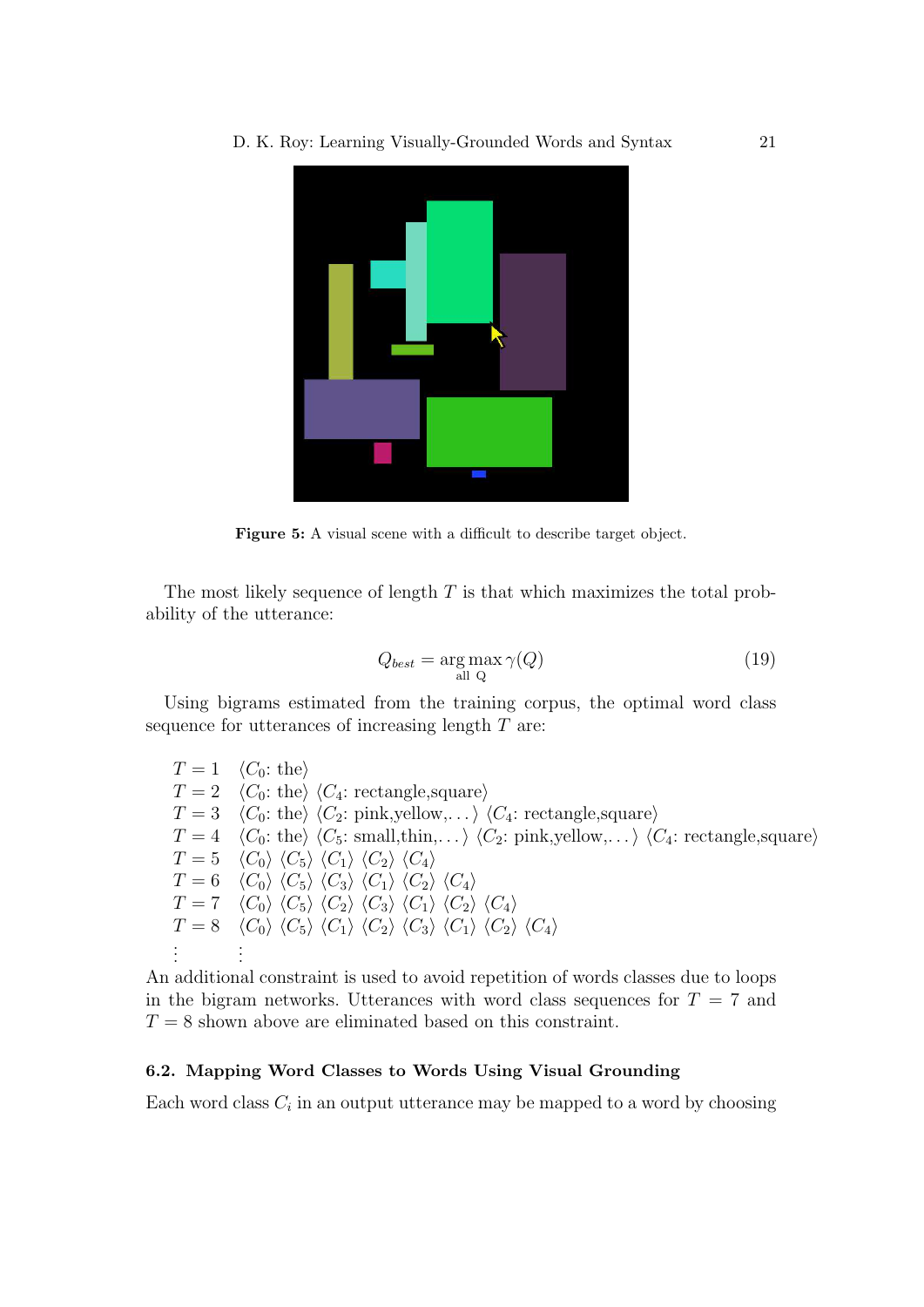Figure 5: A visual scene with a difficult to describe target object.

The most likely sequence of length $T$ is that which maximizes the total probability of the utterance:

$$Q_{best} = \arg\max_{\text{all Q}} \gamma(Q) \tag{19}$$

Using bigrams estimated from the training corpus, the optimal word class sequence for utterances of increasing length $T$ are:

$T = 1$ $\langle C_0$: the$\rangle$
$T = 2$ $\langle C_0$: the$\rangle$ $\langle C_4$: rectangle,square$\rangle$
$T = 3$ $\langle C_0$: the$\rangle$ $\langle C_2$: pink,yellow,...$\rangle$ $\langle C_4$: rectangle,square$\rangle$
$T = 4$ $\langle C_0$: the$\rangle$ $\langle C_5$: small,thin,...$\rangle$ $\langle C_2$: pink,yellow,...$\rangle$ $\langle C_4$: rectangle,square$\rangle$
$T = 5$ $\langle C_0\rangle$ $\langle C_5\rangle$ $\langle C_1\rangle$ $\langle C_2\rangle$ $\langle C_4\rangle$
$T = 6$ $\langle C_0\rangle$ $\langle C_5\rangle$ $\langle C_3\rangle$ $\langle C_1\rangle$ $\langle C_2\rangle$ $\langle C_4\rangle$
$T = 7$ $\langle C_0\rangle$ $\langle C_5\rangle$ $\langle C_2\rangle$ $\langle C_3\rangle$ $\langle C_1\rangle$ $\langle C_2\rangle$ $\langle C_4\rangle$
$T = 8$ $\langle C_0\rangle$ $\langle C_5\rangle$ $\langle C_1\rangle$ $\langle C_2\rangle$ $\langle C_3\rangle$ $\langle C_1\rangle$ $\langle C_2\rangle$ $\langle C_4\rangle$
$\vdots$ $\vdots$

An additional constraint is used to avoid repetition of words classes due to loops in the bigram networks. Utterances with word class sequences for $T = 7$ and $T = 8$ shown above are eliminated based on this constraint.

### 6.2. Mapping Word Classes to Words Using Visual Grounding

Each word class $C_i$ in an output utterance may be mapped to a word by choosing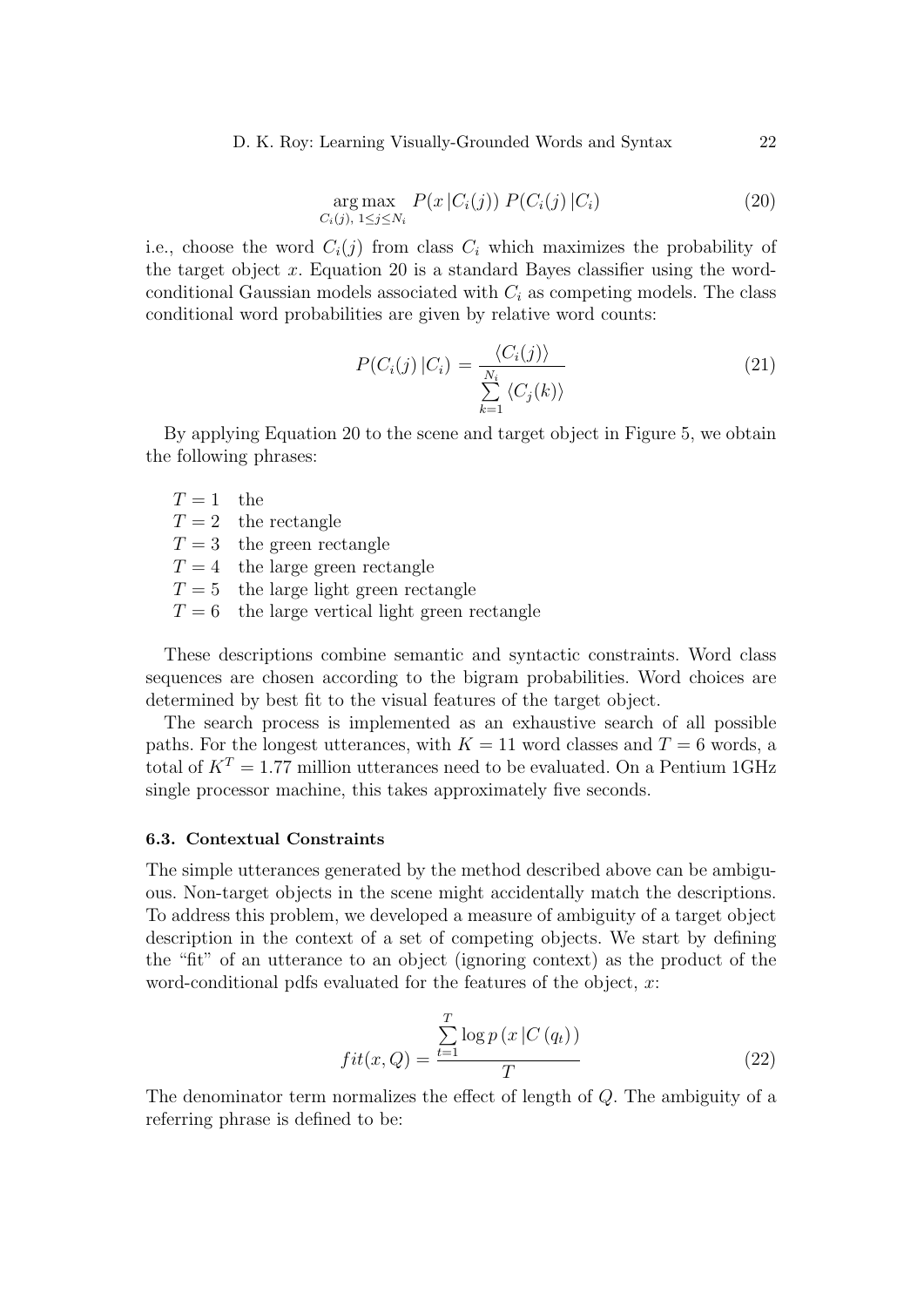$$\underset{C_i(j),\ 1 \leq j \leq N_i}{\arg\max} \quad P(x\,|C_i(j))\ P(C_i(j)\,|C_i) \tag{20}$$

i.e., choose the word $C_i(j)$ from class $C_i$ which maximizes the probability of the target object $x$. Equation 20 is a standard Bayes classifier using the word-conditional Gaussian models associated with $C_i$ as competing models. The class conditional word probabilities are given by relative word counts:

$$P(C_i(j)\,|C_i) = \frac{\langle C_i(j)\rangle}{\sum_{k=1}^{N_i} \langle C_j(k)\rangle} \tag{21}$$

By applying Equation 20 to the scene and target object in Figure 5, we obtain the following phrases:

- $T = 1$ the
- $T = 2$ the rectangle
- $T = 3$ the green rectangle
- $T = 4$ the large green rectangle
- $T = 5$ the large light green rectangle
- $T = 6$ the large vertical light green rectangle

These descriptions combine semantic and syntactic constraints. Word class sequences are chosen according to the bigram probabilities. Word choices are determined by best fit to the visual features of the target object.

The search process is implemented as an exhaustive search of all possible paths. For the longest utterances, with $K = 11$ word classes and $T = 6$ words, a total of $K^T = 1.77$ million utterances need to be evaluated. On a Pentium 1GHz single processor machine, this takes approximately five seconds.

### 6.3. Contextual Constraints

The simple utterances generated by the method described above can be ambiguous. Non-target objects in the scene might accidentally match the descriptions. To address this problem, we developed a measure of ambiguity of a target object description in the context of a set of competing objects. We start by defining the "fit" of an utterance to an object (ignoring context) as the product of the word-conditional pdfs evaluated for the features of the object, $x$:

$$fit(x, Q) = \frac{\sum_{t=1}^{T} \log p\left(x\,|C\left(q_t\right)\right)}{T} \tag{22}$$

The denominator term normalizes the effect of length of $Q$. The ambiguity of a referring phrase is defined to be: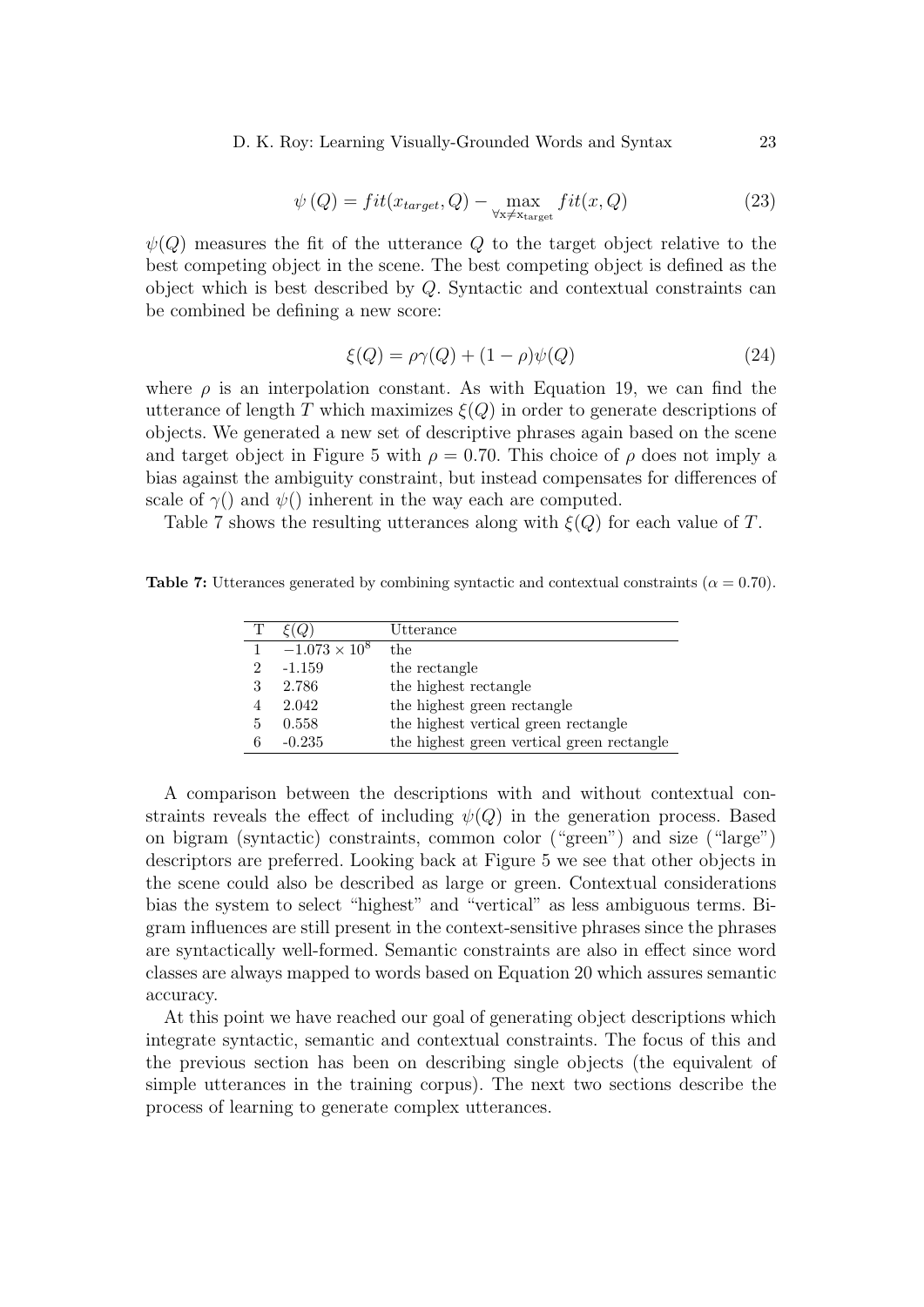$$\psi(Q) = fit(x_{target}, Q) - \max_{\forall x \neq x_{target}} fit(x, Q) \tag{23}$$

$\psi(Q)$ measures the fit of the utterance $Q$ to the target object relative to the best competing object in the scene. The best competing object is defined as the object which is best described by $Q$. Syntactic and contextual constraints can be combined be defining a new score:

$$\xi(Q) = \rho\gamma(Q) + (1 - \rho)\psi(Q) \tag{24}$$

where $\rho$ is an interpolation constant. As with Equation 19, we can find the utterance of length $T$ which maximizes $\xi(Q)$ in order to generate descriptions of objects. We generated a new set of descriptive phrases again based on the scene and target object in Figure 5 with $\rho = 0.70$. This choice of $\rho$ does not imply a bias against the ambiguity constraint, but instead compensates for differences of scale of $\gamma()$ and $\psi()$ inherent in the way each are computed.

Table 7 shows the resulting utterances along with $\xi(Q)$ for each value of $T$.

**Table 7:** Utterances generated by combining syntactic and contextual constraints ($\alpha = 0.70$).

| T | $\xi(Q)$ | Utterance |
|---|---|---|
| 1 | $-1.073 \times 10^8$ | the |
| 2 | -1.159 | the rectangle |
| 3 | 2.786 | the highest rectangle |
| 4 | 2.042 | the highest green rectangle |
| 5 | 0.558 | the highest vertical green rectangle |
| 6 | -0.235 | the highest green vertical green rectangle |

A comparison between the descriptions with and without contextual constraints reveals the effect of including $\psi(Q)$ in the generation process. Based on bigram (syntactic) constraints, common color ("green") and size ("large") descriptors are preferred. Looking back at Figure 5 we see that other objects in the scene could also be described as large or green. Contextual considerations bias the system to select "highest" and "vertical" as less ambiguous terms. Bigram influences are still present in the context-sensitive phrases since the phrases are syntactically well-formed. Semantic constraints are also in effect since word classes are always mapped to words based on Equation 20 which assures semantic accuracy.

At this point we have reached our goal of generating object descriptions which integrate syntactic, semantic and contextual constraints. The focus of this and the previous section has been on describing single objects (the equivalent of simple utterances in the training corpus). The next two sections describe the process of learning to generate complex utterances.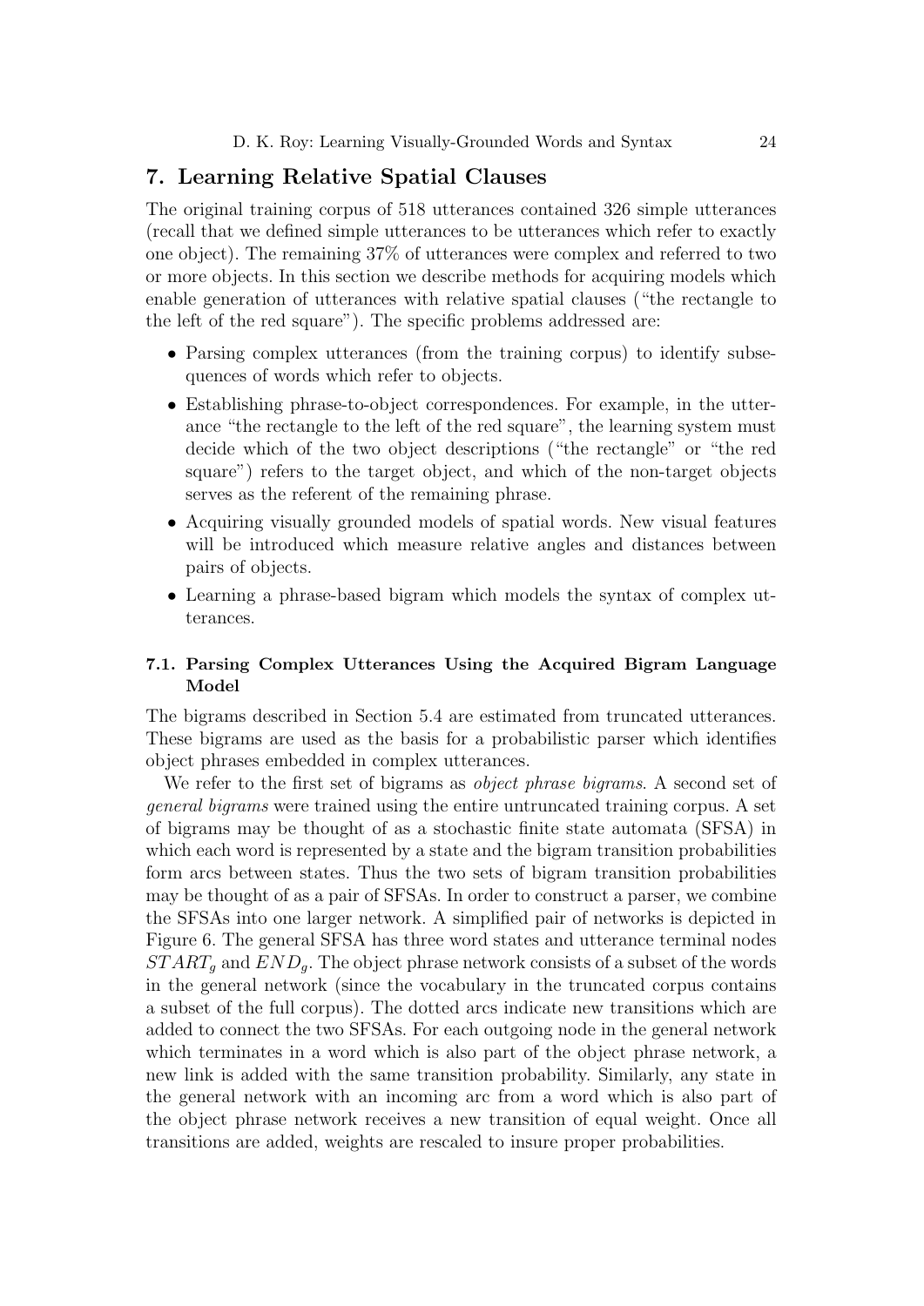## 7. Learning Relative Spatial Clauses

The original training corpus of 518 utterances contained 326 simple utterances (recall that we defined simple utterances to be utterances which refer to exactly one object). The remaining 37% of utterances were complex and referred to two or more objects. In this section we describe methods for acquiring models which enable generation of utterances with relative spatial clauses ("the rectangle to the left of the red square"). The specific problems addressed are:

- Parsing complex utterances (from the training corpus) to identify subsequences of words which refer to objects.
- Establishing phrase-to-object correspondences. For example, in the utterance "the rectangle to the left of the red square", the learning system must decide which of the two object descriptions ("the rectangle" or "the red square") refers to the target object, and which of the non-target objects serves as the referent of the remaining phrase.
- Acquiring visually grounded models of spatial words. New visual features will be introduced which measure relative angles and distances between pairs of objects.
- Learning a phrase-based bigram which models the syntax of complex utterances.

### 7.1. Parsing Complex Utterances Using the Acquired Bigram Language Model

The bigrams described in Section 5.4 are estimated from truncated utterances. These bigrams are used as the basis for a probabilistic parser which identifies object phrases embedded in complex utterances.

We refer to the first set of bigrams as *object phrase bigrams*. A second set of *general bigrams* were trained using the entire untruncated training corpus. A set of bigrams may be thought of as a stochastic finite state automata (SFSA) in which each word is represented by a state and the bigram transition probabilities form arcs between states. Thus the two sets of bigram transition probabilities may be thought of as a pair of SFSAs. In order to construct a parser, we combine the SFSAs into one larger network. A simplified pair of networks is depicted in Figure 6. The general SFSA has three word states and utterance terminal nodes $START_g$ and $END_g$. The object phrase network consists of a subset of the words in the general network (since the vocabulary in the truncated corpus contains a subset of the full corpus). The dotted arcs indicate new transitions which are added to connect the two SFSAs. For each outgoing node in the general network which terminates in a word which is also part of the object phrase network, a new link is added with the same transition probability. Similarly, any state in the general network with an incoming arc from a word which is also part of the object phrase network receives a new transition of equal weight. Once all transitions are added, weights are rescaled to insure proper probabilities.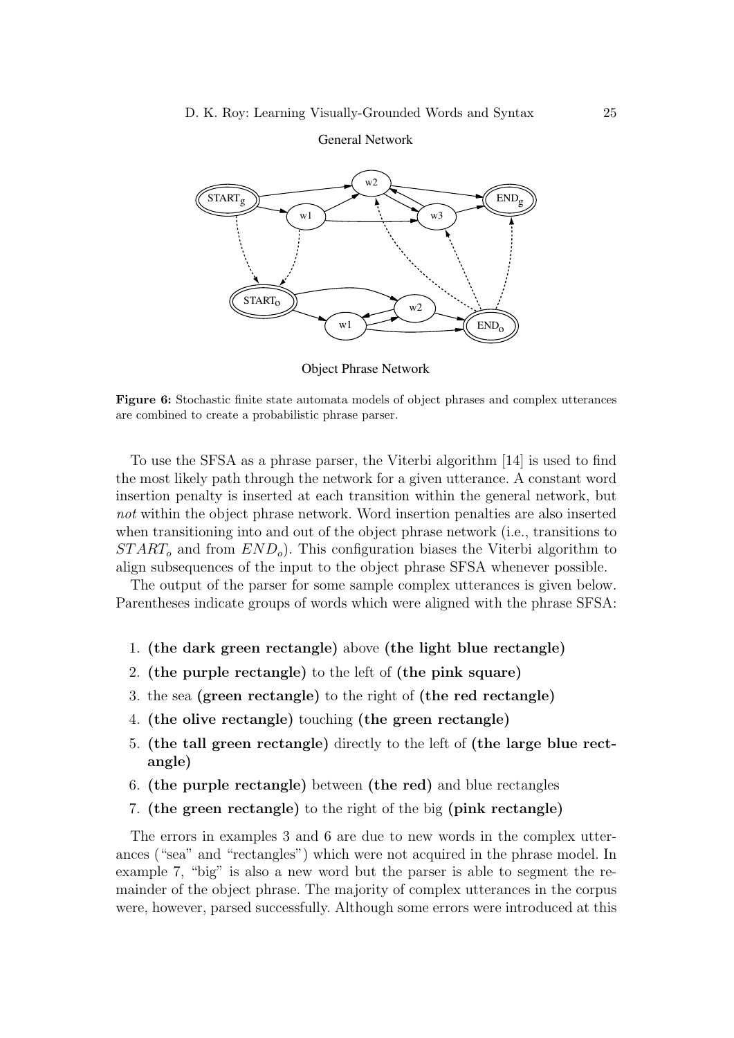**Figure 6:** Stochastic finite state automata models of object phrases and complex utterances are combined to create a probabilistic phrase parser.

To use the SFSA as a phrase parser, the Viterbi algorithm [14] is used to find the most likely path through the network for a given utterance. A constant word insertion penalty is inserted at each transition within the general network, but *not* within the object phrase network. Word insertion penalties are also inserted when transitioning into and out of the object phrase network (i.e., transitions to $START_o$ and from $END_o$). This configuration biases the Viterbi algorithm to align subsequences of the input to the object phrase SFSA whenever possible.

The output of the parser for some sample complex utterances is given below. Parentheses indicate groups of words which were aligned with the phrase SFSA:

1. **(the dark green rectangle)** above **(the light blue rectangle)**
2. **(the purple rectangle)** to the left of **(the pink square)**
3. the sea **(green rectangle)** to the right of **(the red rectangle)**
4. **(the olive rectangle)** touching **(the green rectangle)**
5. **(the tall green rectangle)** directly to the left of **(the large blue rectangle)**
6. **(the purple rectangle)** between **(the red)** and blue rectangles
7. **(the green rectangle)** to the right of the big **(pink rectangle)**

The errors in examples 3 and 6 are due to new words in the complex utterances ("sea" and "rectangles") which were not acquired in the phrase model. In example 7, "big" is also a new word but the parser is able to segment the remainder of the object phrase. The majority of complex utterances in the corpus were, however, parsed successfully. Although some errors were introduced at this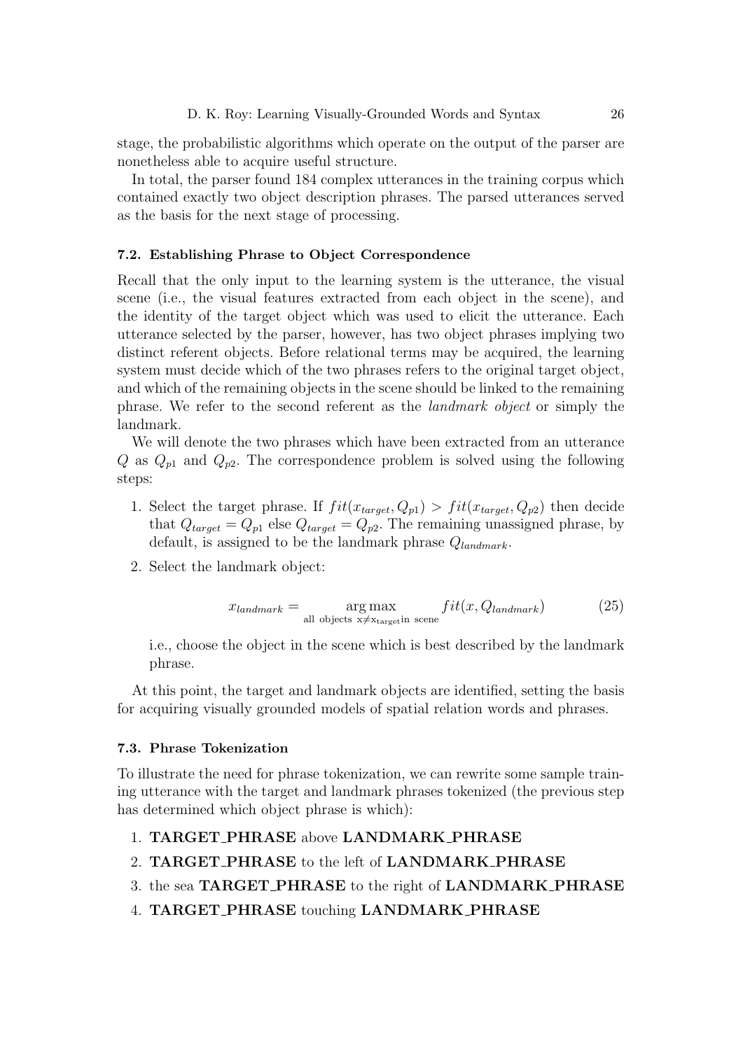stage, the probabilistic algorithms which operate on the output of the parser are nonetheless able to acquire useful structure.

In total, the parser found 184 complex utterances in the training corpus which contained exactly two object description phrases. The parsed utterances served as the basis for the next stage of processing.

### 7.2. Establishing Phrase to Object Correspondence

Recall that the only input to the learning system is the utterance, the visual scene (i.e., the visual features extracted from each object in the scene), and the identity of the target object which was used to elicit the utterance. Each utterance selected by the parser, however, has two object phrases implying two distinct referent objects. Before relational terms may be acquired, the learning system must decide which of the two phrases refers to the original target object, and which of the remaining objects in the scene should be linked to the remaining phrase. We refer to the second referent as the *landmark object* or simply the landmark.

We will denote the two phrases which have been extracted from an utterance $Q$ as $Q_{p1}$ and $Q_{p2}$. The correspondence problem is solved using the following steps:

1. Select the target phrase. If $fit(x_{target}, Q_{p1}) > fit(x_{target}, Q_{p2})$ then decide that $Q_{target} = Q_{p1}$ else $Q_{target} = Q_{p2}$. The remaining unassigned phrase, by default, is assigned to be the landmark phrase $Q_{landmark}$.
2. Select the landmark object:

$$x_{landmark} = \underset{\text{all objects } x \neq x_{target} \text{in scene}}{\arg\max} fit(x, Q_{landmark}) \tag{25}$$

   i.e., choose the object in the scene which is best described by the landmark phrase.

At this point, the target and landmark objects are identified, setting the basis for acquiring visually grounded models of spatial relation words and phrases.

### 7.3. Phrase Tokenization

To illustrate the need for phrase tokenization, we can rewrite some sample training utterance with the target and landmark phrases tokenized (the previous step has determined which object phrase is which):

1. **TARGET_PHRASE** above **LANDMARK_PHRASE**
2. **TARGET_PHRASE** to the left of **LANDMARK_PHRASE**
3. the sea **TARGET_PHRASE** to the right of **LANDMARK_PHRASE**
4. **TARGET_PHRASE** touching **LANDMARK_PHRASE**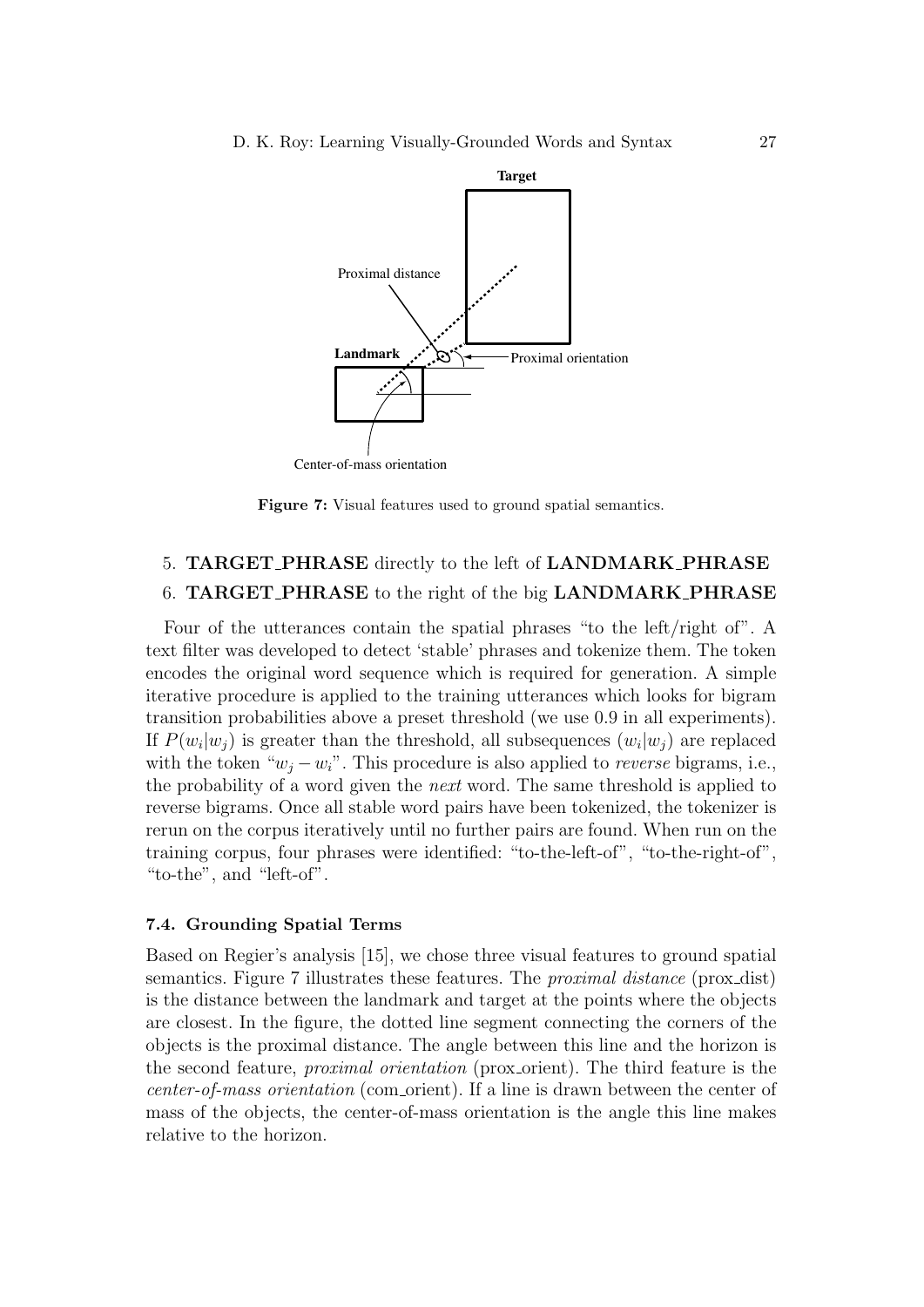Figure 7: Visual features used to ground spatial semantics.

5. **TARGET_PHRASE** directly to the left of **LANDMARK_PHRASE**
6. **TARGET_PHRASE** to the right of the big **LANDMARK_PHRASE**

Four of the utterances contain the spatial phrases "to the left/right of". A text filter was developed to detect 'stable' phrases and tokenize them. The token encodes the original word sequence which is required for generation. A simple iterative procedure is applied to the training utterances which looks for bigram transition probabilities above a preset threshold (we use 0.9 in all experiments). If $P(w_i|w_j)$ is greater than the threshold, all subsequences $(w_i|w_j)$ are replaced with the token "$w_j - w_i$". This procedure is also applied to *reverse* bigrams, i.e., the probability of a word given the *next* word. The same threshold is applied to reverse bigrams. Once all stable word pairs have been tokenized, the tokenizer is rerun on the corpus iteratively until no further pairs are found. When run on the training corpus, four phrases were identified: "to-the-left-of", "to-the-right-of", "to-the", and "left-of".

### 7.4. Grounding Spatial Terms

Based on Regier's analysis [15], we chose three visual features to ground spatial semantics. Figure 7 illustrates these features. The *proximal distance* (prox_dist) is the distance between the landmark and target at the points where the objects are closest. In the figure, the dotted line segment connecting the corners of the objects is the proximal distance. The angle between this line and the horizon is the second feature, *proximal orientation* (prox_orient). The third feature is the *center-of-mass orientation* (com_orient). If a line is drawn between the center of mass of the objects, the center-of-mass orientation is the angle this line makes relative to the horizon.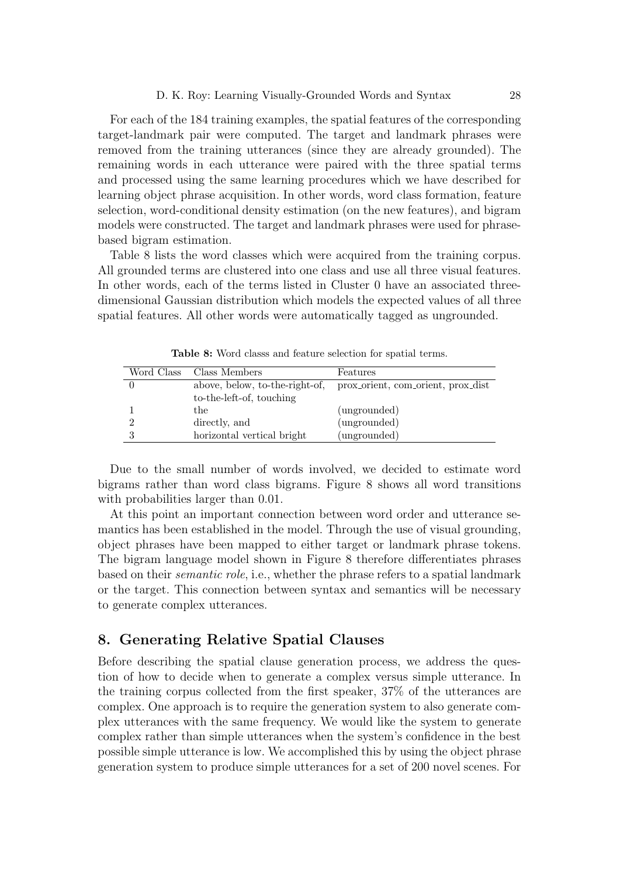For each of the 184 training examples, the spatial features of the corresponding target-landmark pair were computed. The target and landmark phrases were removed from the training utterances (since they are already grounded). The remaining words in each utterance were paired with the three spatial terms and processed using the same learning procedures which we have described for learning object phrase acquisition. In other words, word class formation, feature selection, word-conditional density estimation (on the new features), and bigram models were constructed. The target and landmark phrases were used for phrase-based bigram estimation.

Table 8 lists the word classes which were acquired from the training corpus. All grounded terms are clustered into one class and use all three visual features. In other words, each of the terms listed in Cluster 0 have an associated three-dimensional Gaussian distribution which models the expected values of all three spatial features. All other words were automatically tagged as ungrounded.

**Table 8:** Word classs and feature selection for spatial terms.

| Word Class | Class Members | Features |
|---|---|---|
| 0 | above, below, to-the-right-of, to-the-left-of, touching | prox_orient, com_orient, prox_dist |
| 1 | the | (ungrounded) |
| 2 | directly, and | (ungrounded) |
| 3 | horizontal vertical bright | (ungrounded) |

Due to the small number of words involved, we decided to estimate word bigrams rather than word class bigrams. Figure 8 shows all word transitions with probabilities larger than 0.01.

At this point an important connection between word order and utterance semantics has been established in the model. Through the use of visual grounding, object phrases have been mapped to either target or landmark phrase tokens. The bigram language model shown in Figure 8 therefore differentiates phrases based on their *semantic role*, i.e., whether the phrase refers to a spatial landmark or the target. This connection between syntax and semantics will be necessary to generate complex utterances.

## 8. Generating Relative Spatial Clauses

Before describing the spatial clause generation process, we address the question of how to decide when to generate a complex versus simple utterance. In the training corpus collected from the first speaker, 37% of the utterances are complex. One approach is to require the generation system to also generate complex utterances with the same frequency. We would like the system to generate complex rather than simple utterances when the system's confidence in the best possible simple utterance is low. We accomplished this by using the object phrase generation system to produce simple utterances for a set of 200 novel scenes. For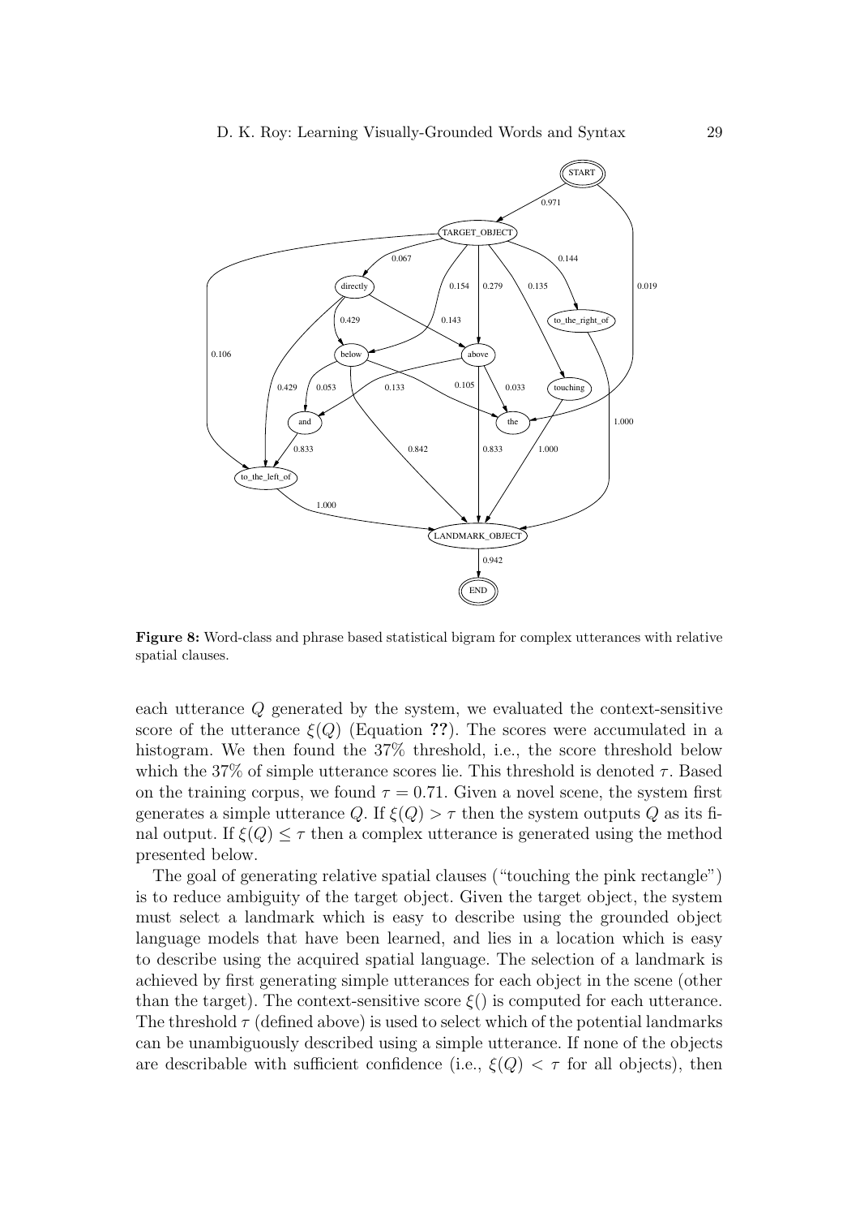**Figure 8:** Word-class and phrase based statistical bigram for complex utterances with relative spatial clauses.

each utterance $Q$ generated by the system, we evaluated the context-sensitive score of the utterance $\xi(Q)$ (Equation **??**). The scores were accumulated in a histogram. We then found the 37% threshold, i.e., the score threshold below which the 37% of simple utterance scores lie. This threshold is denoted $\tau$. Based on the training corpus, we found $\tau = 0.71$. Given a novel scene, the system first generates a simple utterance $Q$. If $\xi(Q) > \tau$ then the system outputs $Q$ as its final output. If $\xi(Q) \leq \tau$ then a complex utterance is generated using the method presented below.

The goal of generating relative spatial clauses ("touching the pink rectangle") is to reduce ambiguity of the target object. Given the target object, the system must select a landmark which is easy to describe using the grounded object language models that have been learned, and lies in a location which is easy to describe using the acquired spatial language. The selection of a landmark is achieved by first generating simple utterances for each object in the scene (other than the target). The context-sensitive score $\xi()$ is computed for each utterance. The threshold $\tau$ (defined above) is used to select which of the potential landmarks can be unambiguously described using a simple utterance. If none of the objects are describable with sufficient confidence (i.e., $\xi(Q) < \tau$ for all objects), then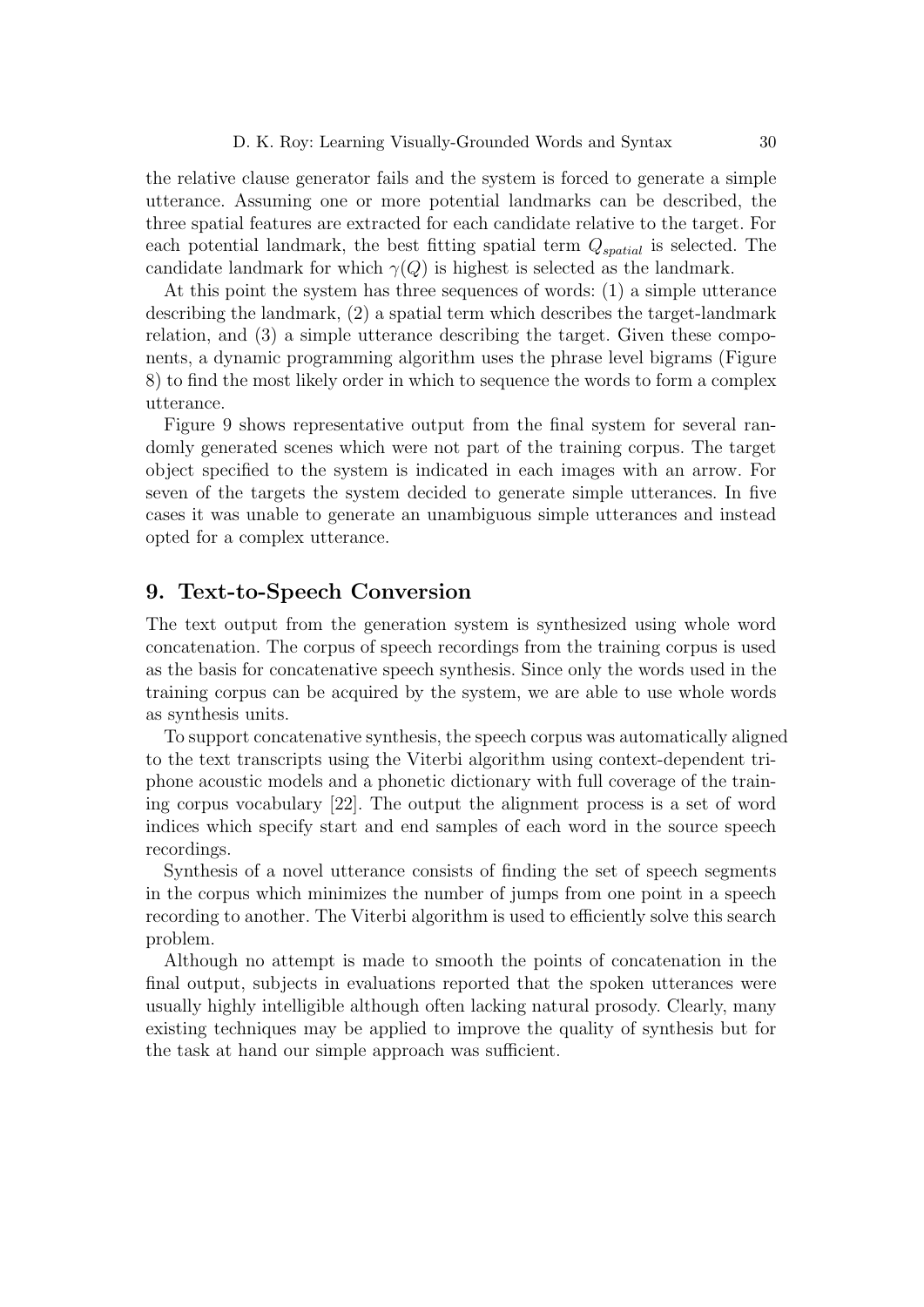the relative clause generator fails and the system is forced to generate a simple utterance. Assuming one or more potential landmarks can be described, the three spatial features are extracted for each candidate relative to the target. For each potential landmark, the best fitting spatial term $Q_{spatial}$ is selected. The candidate landmark for which $\gamma(Q)$ is highest is selected as the landmark.

At this point the system has three sequences of words: (1) a simple utterance describing the landmark, (2) a spatial term which describes the target-landmark relation, and (3) a simple utterance describing the target. Given these components, a dynamic programming algorithm uses the phrase level bigrams (Figure 8) to find the most likely order in which to sequence the words to form a complex utterance.

Figure 9 shows representative output from the final system for several randomly generated scenes which were not part of the training corpus. The target object specified to the system is indicated in each images with an arrow. For seven of the targets the system decided to generate simple utterances. In five cases it was unable to generate an unambiguous simple utterances and instead opted for a complex utterance.

## 9. Text-to-Speech Conversion

The text output from the generation system is synthesized using whole word concatenation. The corpus of speech recordings from the training corpus is used as the basis for concatenative speech synthesis. Since only the words used in the training corpus can be acquired by the system, we are able to use whole words as synthesis units.

To support concatenative synthesis, the speech corpus was automatically aligned to the text transcripts using the Viterbi algorithm using context-dependent triphone acoustic models and a phonetic dictionary with full coverage of the training corpus vocabulary [22]. The output the alignment process is a set of word indices which specify start and end samples of each word in the source speech recordings.

Synthesis of a novel utterance consists of finding the set of speech segments in the corpus which minimizes the number of jumps from one point in a speech recording to another. The Viterbi algorithm is used to efficiently solve this search problem.

Although no attempt is made to smooth the points of concatenation in the final output, subjects in evaluations reported that the spoken utterances were usually highly intelligible although often lacking natural prosody. Clearly, many existing techniques may be applied to improve the quality of synthesis but for the task at hand our simple approach was sufficient.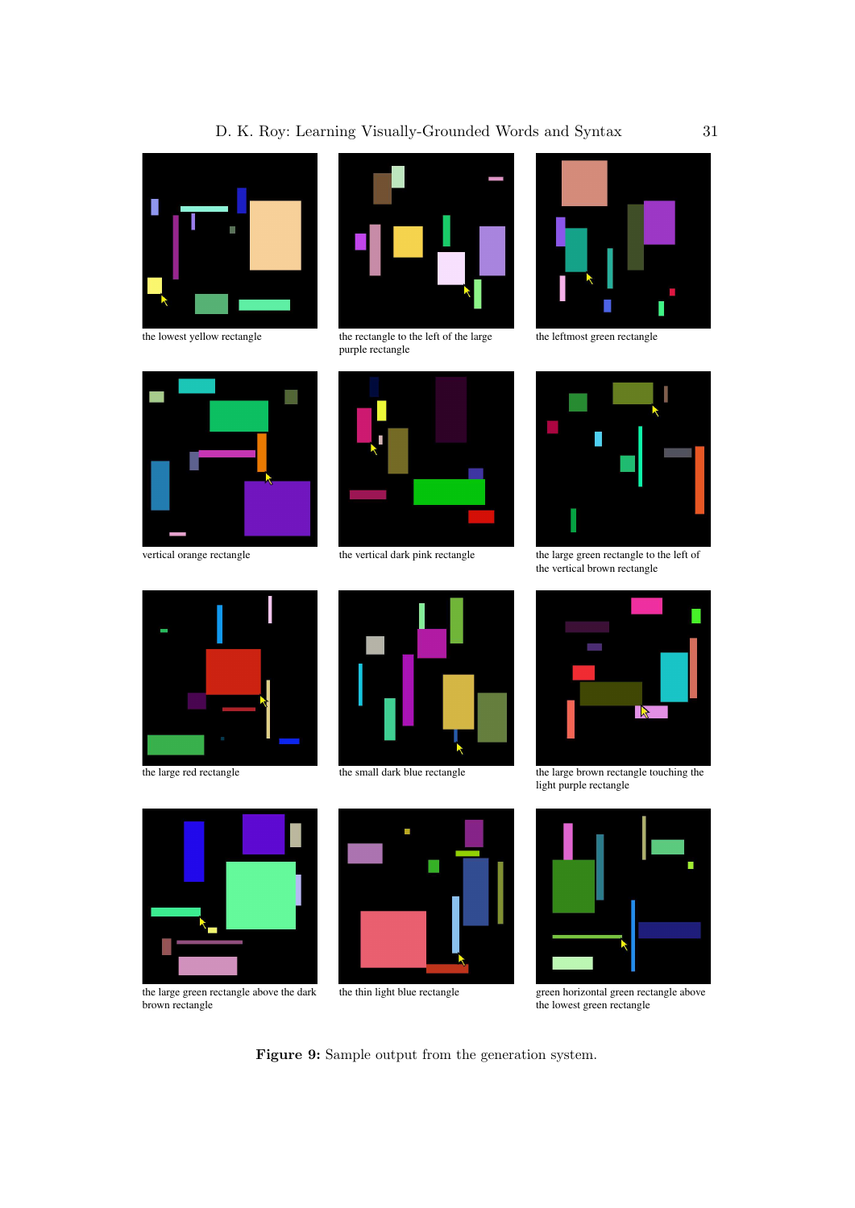the lowest yellow rectangle

the rectangle to the left of the large purple rectangle

the leftmost green rectangle

vertical orange rectangle

the vertical dark pink rectangle

the large green rectangle to the left of the vertical brown rectangle

the large red rectangle

the small dark blue rectangle

the large brown rectangle touching the light purple rectangle

the large green rectangle above the dark brown rectangle

the thin light blue rectangle

green horizontal green rectangle above the lowest green rectangle

**Figure 9:** Sample output from the generation system.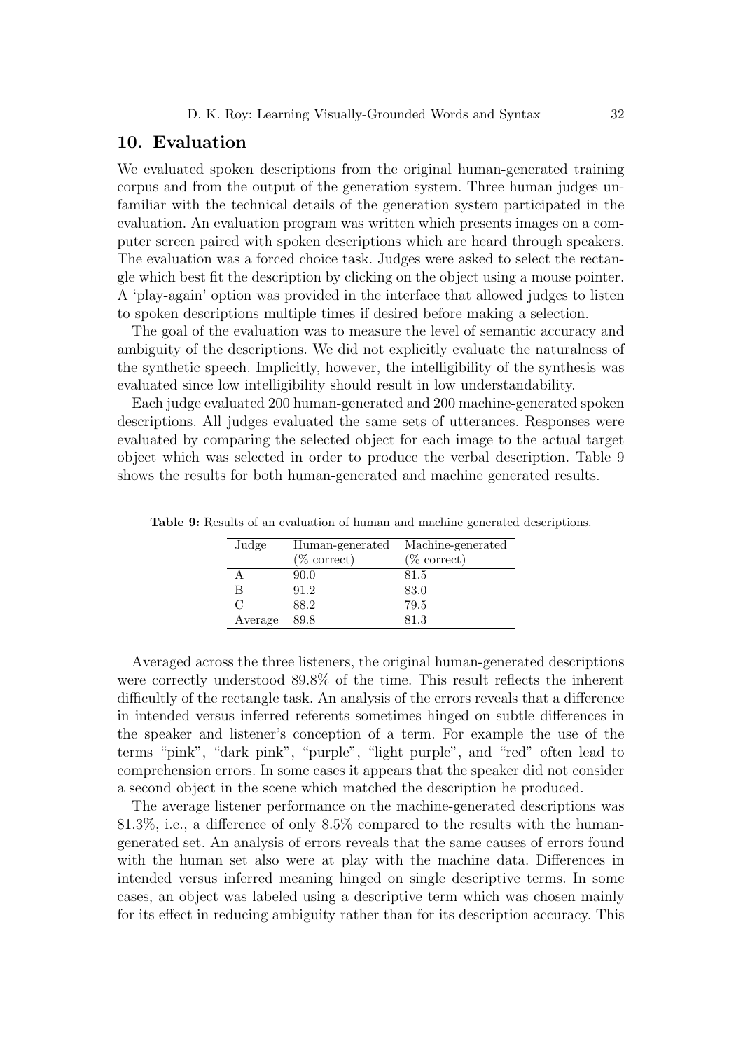## 10. Evaluation

We evaluated spoken descriptions from the original human-generated training corpus and from the output of the generation system. Three human judges unfamiliar with the technical details of the generation system participated in the evaluation. An evaluation program was written which presents images on a computer screen paired with spoken descriptions which are heard through speakers. The evaluation was a forced choice task. Judges were asked to select the rectangle which best fit the description by clicking on the object using a mouse pointer. A 'play-again' option was provided in the interface that allowed judges to listen to spoken descriptions multiple times if desired before making a selection.

The goal of the evaluation was to measure the level of semantic accuracy and ambiguity of the descriptions. We did not explicitly evaluate the naturalness of the synthetic speech. Implicitly, however, the intelligibility of the synthesis was evaluated since low intelligibility should result in low understandability.

Each judge evaluated 200 human-generated and 200 machine-generated spoken descriptions. All judges evaluated the same sets of utterances. Responses were evaluated by comparing the selected object for each image to the actual target object which was selected in order to produce the verbal description. Table 9 shows the results for both human-generated and machine generated results.

**Table 9:** Results of an evaluation of human and machine generated descriptions.

| Judge | Human-generated (% correct) | Machine-generated (% correct) |
|---|---|---|
| A | 90.0 | 81.5 |
| B | 91.2 | 83.0 |
| C | 88.2 | 79.5 |
| Average | 89.8 | 81.3 |

Averaged across the three listeners, the original human-generated descriptions were correctly understood 89.8% of the time. This result reflects the inherent difficultly of the rectangle task. An analysis of the errors reveals that a difference in intended versus inferred referents sometimes hinged on subtle differences in the speaker and listener's conception of a term. For example the use of the terms "pink", "dark pink", "purple", "light purple", and "red" often lead to comprehension errors. In some cases it appears that the speaker did not consider a second object in the scene which matched the description he produced.

The average listener performance on the machine-generated descriptions was 81.3%, i.e., a difference of only 8.5% compared to the results with the human-generated set. An analysis of errors reveals that the same causes of errors found with the human set also were at play with the machine data. Differences in intended versus inferred meaning hinged on single descriptive terms. In some cases, an object was labeled using a descriptive term which was chosen mainly for its effect in reducing ambiguity rather than for its description accuracy. This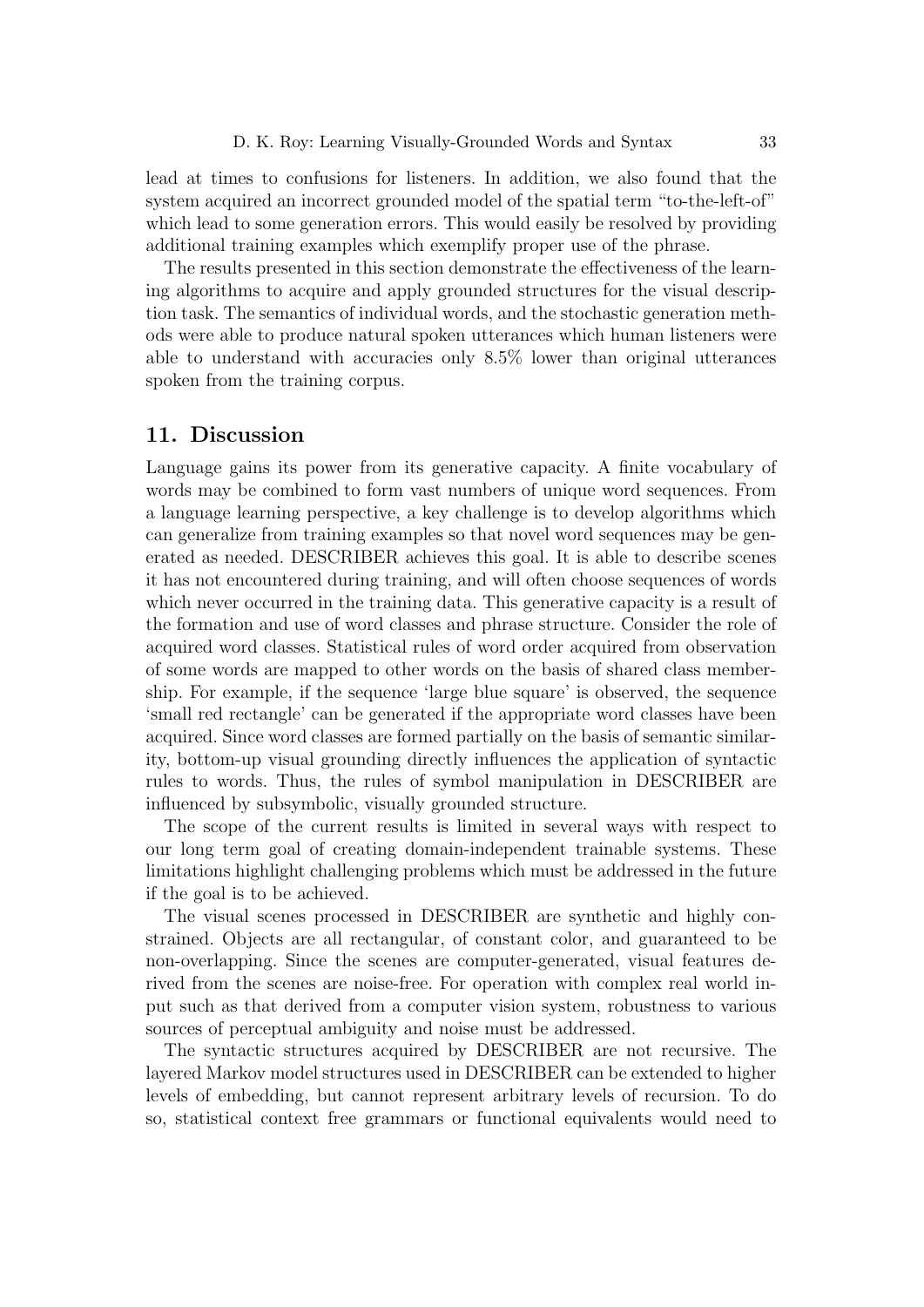lead at times to confusions for listeners. In addition, we also found that the system acquired an incorrect grounded model of the spatial term "to-the-left-of" which lead to some generation errors. This would easily be resolved by providing additional training examples which exemplify proper use of the phrase.

The results presented in this section demonstrate the effectiveness of the learning algorithms to acquire and apply grounded structures for the visual description task. The semantics of individual words, and the stochastic generation methods were able to produce natural spoken utterances which human listeners were able to understand with accuracies only 8.5% lower than original utterances spoken from the training corpus.

## 11. Discussion

Language gains its power from its generative capacity. A finite vocabulary of words may be combined to form vast numbers of unique word sequences. From a language learning perspective, a key challenge is to develop algorithms which can generalize from training examples so that novel word sequences may be generated as needed. DESCRIBER achieves this goal. It is able to describe scenes it has not encountered during training, and will often choose sequences of words which never occurred in the training data. This generative capacity is a result of the formation and use of word classes and phrase structure. Consider the role of acquired word classes. Statistical rules of word order acquired from observation of some words are mapped to other words on the basis of shared class membership. For example, if the sequence 'large blue square' is observed, the sequence 'small red rectangle' can be generated if the appropriate word classes have been acquired. Since word classes are formed partially on the basis of semantic similarity, bottom-up visual grounding directly influences the application of syntactic rules to words. Thus, the rules of symbol manipulation in DESCRIBER are influenced by subsymbolic, visually grounded structure.

The scope of the current results is limited in several ways with respect to our long term goal of creating domain-independent trainable systems. These limitations highlight challenging problems which must be addressed in the future if the goal is to be achieved.

The visual scenes processed in DESCRIBER are synthetic and highly constrained. Objects are all rectangular, of constant color, and guaranteed to be non-overlapping. Since the scenes are computer-generated, visual features derived from the scenes are noise-free. For operation with complex real world input such as that derived from a computer vision system, robustness to various sources of perceptual ambiguity and noise must be addressed.

The syntactic structures acquired by DESCRIBER are not recursive. The layered Markov model structures used in DESCRIBER can be extended to higher levels of embedding, but cannot represent arbitrary levels of recursion. To do so, statistical context free grammars or functional equivalents would need to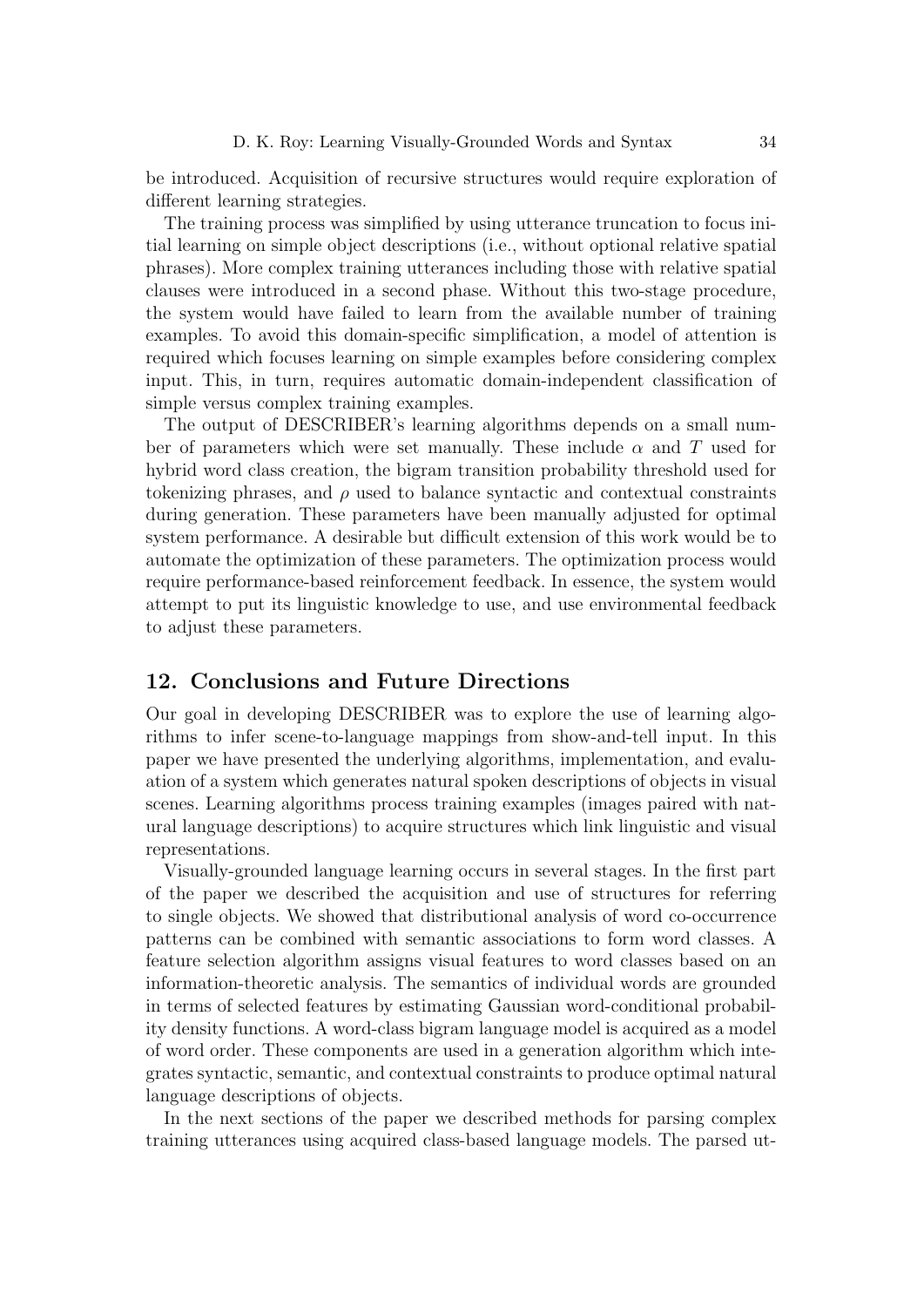be introduced. Acquisition of recursive structures would require exploration of different learning strategies.

The training process was simplified by using utterance truncation to focus initial learning on simple object descriptions (i.e., without optional relative spatial phrases). More complex training utterances including those with relative spatial clauses were introduced in a second phase. Without this two-stage procedure, the system would have failed to learn from the available number of training examples. To avoid this domain-specific simplification, a model of attention is required which focuses learning on simple examples before considering complex input. This, in turn, requires automatic domain-independent classification of simple versus complex training examples.

The output of DESCRIBER's learning algorithms depends on a small number of parameters which were set manually. These include $\alpha$ and $T$ used for hybrid word class creation, the bigram transition probability threshold used for tokenizing phrases, and $\rho$ used to balance syntactic and contextual constraints during generation. These parameters have been manually adjusted for optimal system performance. A desirable but difficult extension of this work would be to automate the optimization of these parameters. The optimization process would require performance-based reinforcement feedback. In essence, the system would attempt to put its linguistic knowledge to use, and use environmental feedback to adjust these parameters.

## 12. Conclusions and Future Directions

Our goal in developing DESCRIBER was to explore the use of learning algorithms to infer scene-to-language mappings from show-and-tell input. In this paper we have presented the underlying algorithms, implementation, and evaluation of a system which generates natural spoken descriptions of objects in visual scenes. Learning algorithms process training examples (images paired with natural language descriptions) to acquire structures which link linguistic and visual representations.

Visually-grounded language learning occurs in several stages. In the first part of the paper we described the acquisition and use of structures for referring to single objects. We showed that distributional analysis of word co-occurrence patterns can be combined with semantic associations to form word classes. A feature selection algorithm assigns visual features to word classes based on an information-theoretic analysis. The semantics of individual words are grounded in terms of selected features by estimating Gaussian word-conditional probability density functions. A word-class bigram language model is acquired as a model of word order. These components are used in a generation algorithm which integrates syntactic, semantic, and contextual constraints to produce optimal natural language descriptions of objects.

In the next sections of the paper we described methods for parsing complex training utterances using acquired class-based language models. The parsed ut-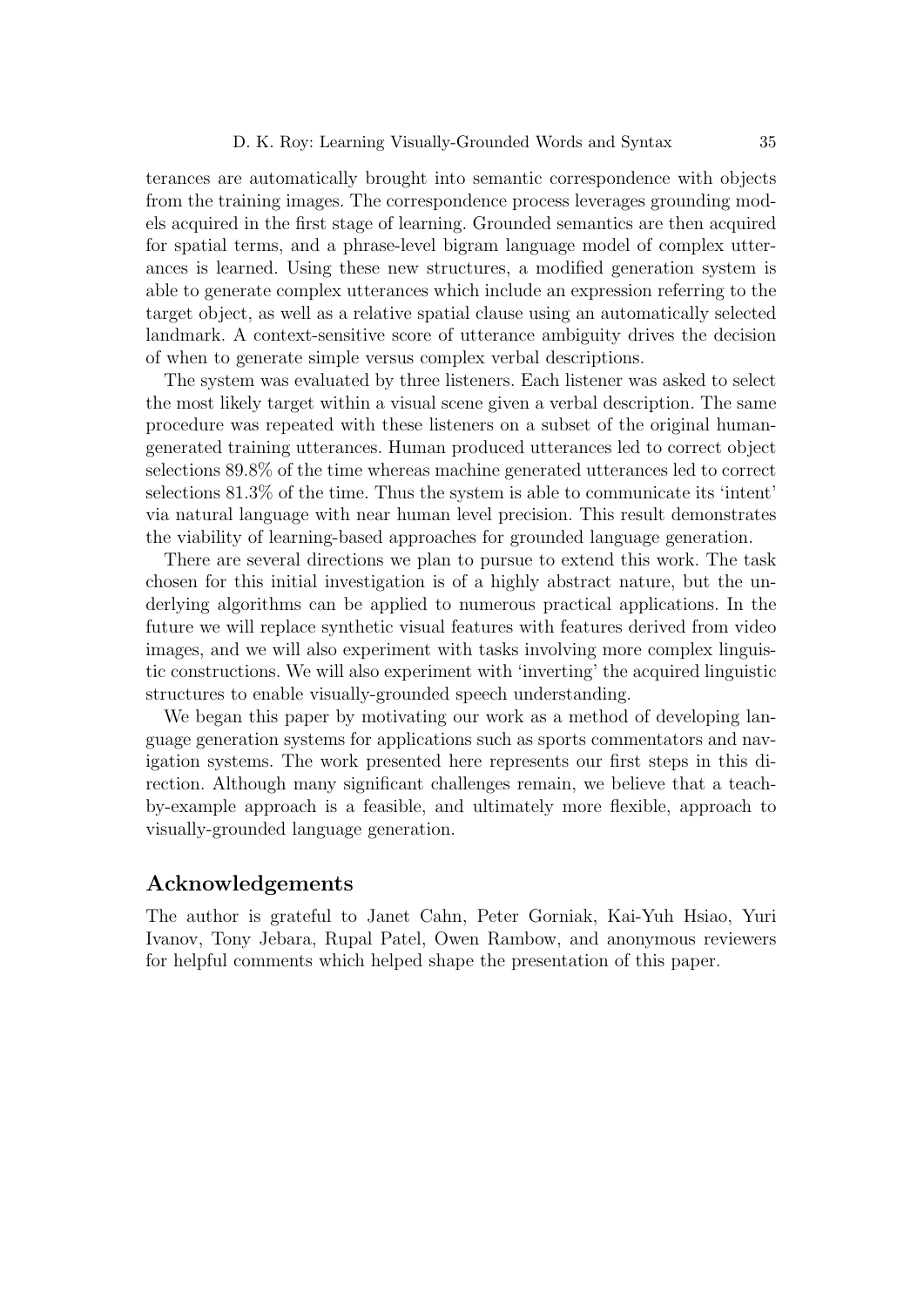terances are automatically brought into semantic correspondence with objects from the training images. The correspondence process leverages grounding models acquired in the first stage of learning. Grounded semantics are then acquired for spatial terms, and a phrase-level bigram language model of complex utterances is learned. Using these new structures, a modified generation system is able to generate complex utterances which include an expression referring to the target object, as well as a relative spatial clause using an automatically selected landmark. A context-sensitive score of utterance ambiguity drives the decision of when to generate simple versus complex verbal descriptions.

The system was evaluated by three listeners. Each listener was asked to select the most likely target within a visual scene given a verbal description. The same procedure was repeated with these listeners on a subset of the original human-generated training utterances. Human produced utterances led to correct object selections 89.8% of the time whereas machine generated utterances led to correct selections 81.3% of the time. Thus the system is able to communicate its 'intent' via natural language with near human level precision. This result demonstrates the viability of learning-based approaches for grounded language generation.

There are several directions we plan to pursue to extend this work. The task chosen for this initial investigation is of a highly abstract nature, but the underlying algorithms can be applied to numerous practical applications. In the future we will replace synthetic visual features with features derived from video images, and we will also experiment with tasks involving more complex linguistic constructions. We will also experiment with 'inverting' the acquired linguistic structures to enable visually-grounded speech understanding.

We began this paper by motivating our work as a method of developing language generation systems for applications such as sports commentators and navigation systems. The work presented here represents our first steps in this direction. Although many significant challenges remain, we believe that a teach-by-example approach is a feasible, and ultimately more flexible, approach to visually-grounded language generation.

## Acknowledgements

The author is grateful to Janet Cahn, Peter Gorniak, Kai-Yuh Hsiao, Yuri Ivanov, Tony Jebara, Rupal Patel, Owen Rambow, and anonymous reviewers for helpful comments which helped shape the presentation of this paper.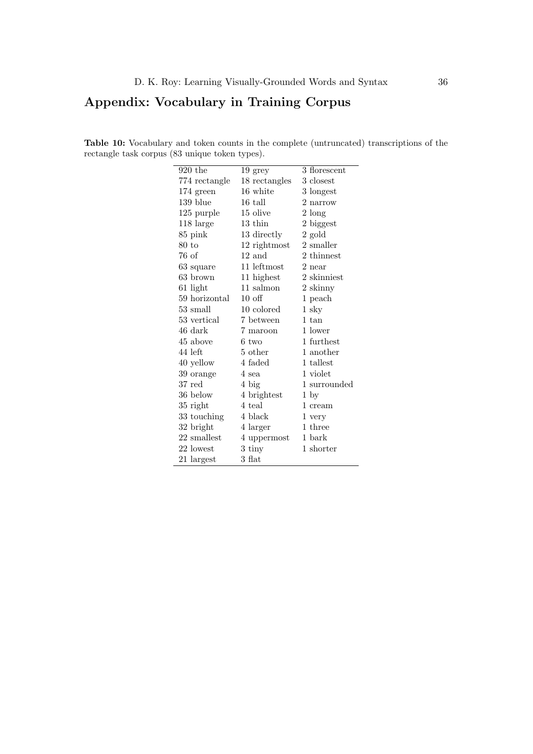## Appendix: Vocabulary in Training Corpus

**Table 10:** Vocabulary and token counts in the complete (untruncated) transcriptions of the rectangle task corpus (83 unique token types).

| | | |
|---|---|---|
| 920 the | 19 grey | 3 florescent |
| 774 rectangle | 18 rectangles | 3 closest |
| 174 green | 16 white | 3 longest |
| 139 blue | 16 tall | 2 narrow |
| 125 purple | 15 olive | 2 long |
| 118 large | 13 thin | 2 biggest |
| 85 pink | 13 directly | 2 gold |
| 80 to | 12 rightmost | 2 smaller |
| 76 of | 12 and | 2 thinnest |
| 63 square | 11 leftmost | 2 near |
| 63 brown | 11 highest | 2 skinniest |
| 61 light | 11 salmon | 2 skinny |
| 59 horizontal | 10 off | 1 peach |
| 53 small | 10 colored | 1 sky |
| 53 vertical | 7 between | 1 tan |
| 46 dark | 7 maroon | 1 lower |
| 45 above | 6 two | 1 furthest |
| 44 left | 5 other | 1 another |
| 40 yellow | 4 faded | 1 tallest |
| 39 orange | 4 sea | 1 violet |
| 37 red | 4 big | 1 surrounded |
| 36 below | 4 brightest | 1 by |
| 35 right | 4 teal | 1 cream |
| 33 touching | 4 black | 1 very |
| 32 bright | 4 larger | 1 three |
| 22 smallest | 4 uppermost | 1 bark |
| 22 lowest | 3 tiny | 1 shorter |
| 21 largest | 3 flat | |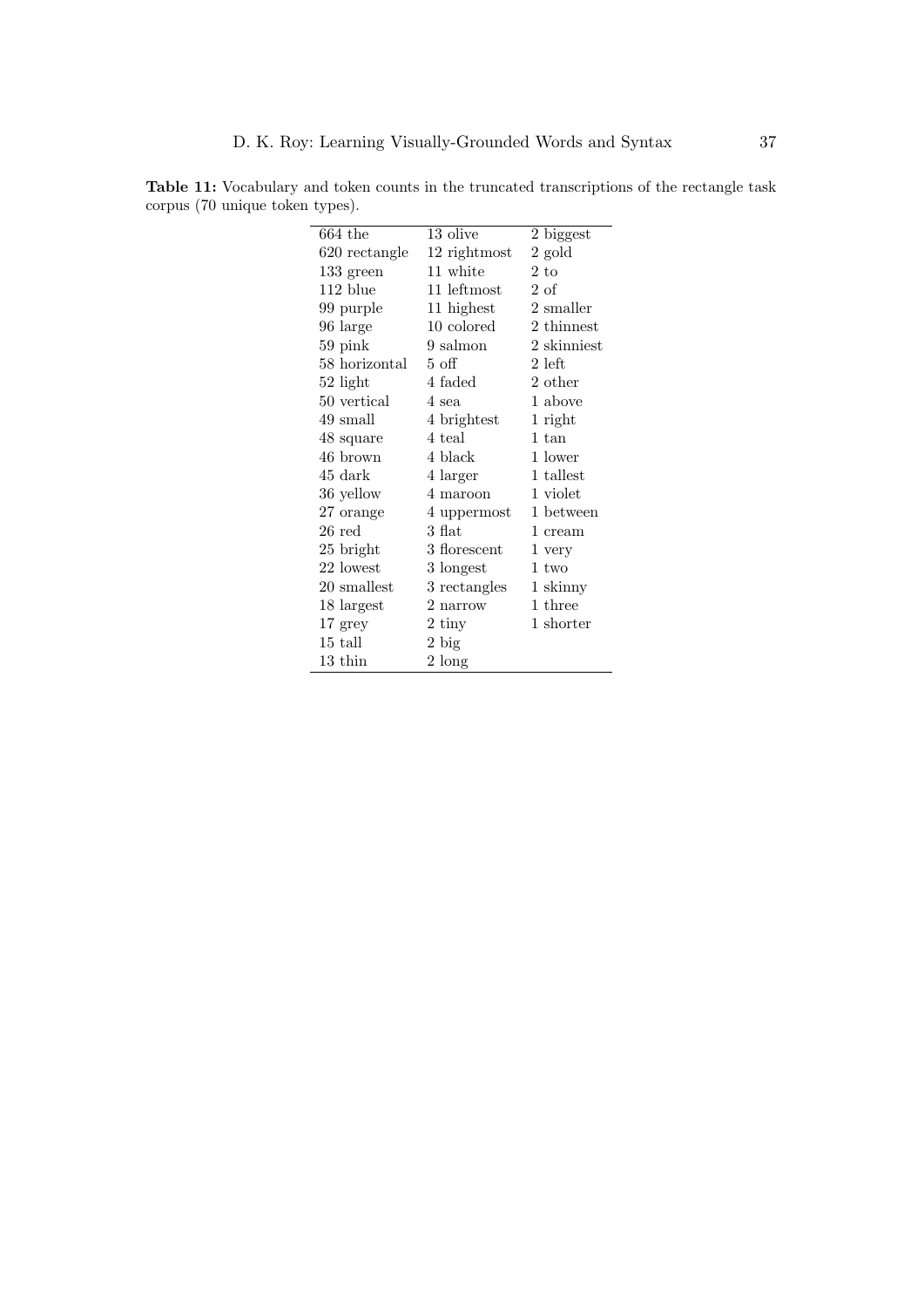**Table 11:** Vocabulary and token counts in the truncated transcriptions of the rectangle task corpus (70 unique token types).

| | | |
|---|---|---|
| 664 the | 13 olive | 2 biggest |
| 620 rectangle | 12 rightmost | 2 gold |
| 133 green | 11 white | 2 to |
| 112 blue | 11 leftmost | 2 of |
| 99 purple | 11 highest | 2 smaller |
| 96 large | 10 colored | 2 thinnest |
| 59 pink | 9 salmon | 2 skinniest |
| 58 horizontal | 5 off | 2 left |
| 52 light | 4 faded | 2 other |
| 50 vertical | 4 sea | 1 above |
| 49 small | 4 brightest | 1 right |
| 48 square | 4 teal | 1 tan |
| 46 brown | 4 black | 1 lower |
| 45 dark | 4 larger | 1 tallest |
| 36 yellow | 4 maroon | 1 violet |
| 27 orange | 4 uppermost | 1 between |
| 26 red | 3 flat | 1 cream |
| 25 bright | 3 florescent | 1 very |
| 22 lowest | 3 longest | 1 two |
| 20 smallest | 3 rectangles | 1 skinny |
| 18 largest | 2 narrow | 1 three |
| 17 grey | 2 tiny | 1 shorter |
| 15 tall | 2 big | |
| 13 thin | 2 long | |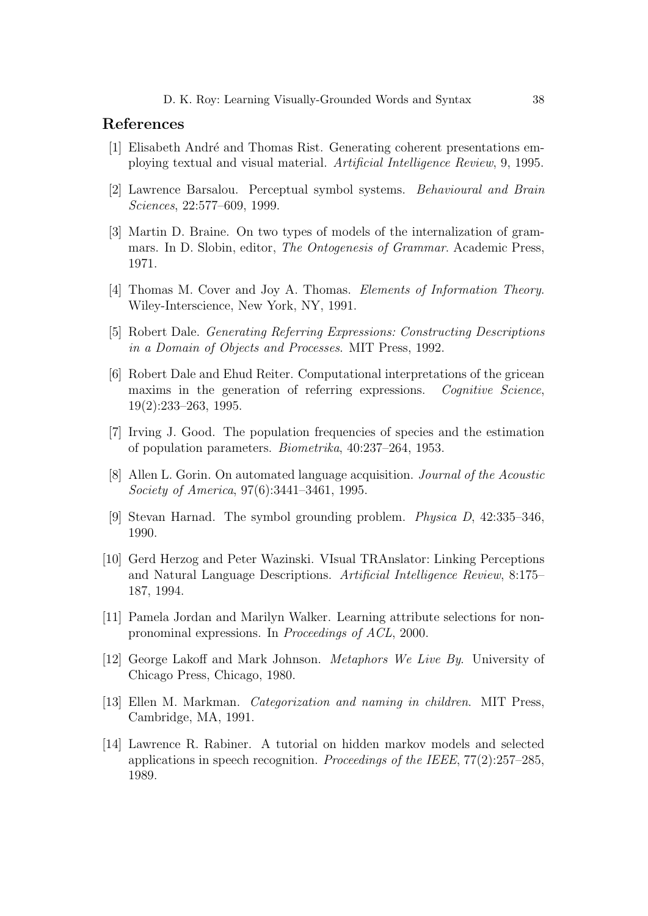## References

[1] Elisabeth André and Thomas Rist. Generating coherent presentations employing textual and visual material. *Artificial Intelligence Review*, 9, 1995.

[2] Lawrence Barsalou. Perceptual symbol systems. *Behavioural and Brain Sciences*, 22:577–609, 1999.

[3] Martin D. Braine. On two types of models of the internalization of grammars. In D. Slobin, editor, *The Ontogenesis of Grammar*. Academic Press, 1971.

[4] Thomas M. Cover and Joy A. Thomas. *Elements of Information Theory*. Wiley-Interscience, New York, NY, 1991.

[5] Robert Dale. *Generating Referring Expressions: Constructing Descriptions in a Domain of Objects and Processes*. MIT Press, 1992.

[6] Robert Dale and Ehud Reiter. Computational interpretations of the gricean maxims in the generation of referring expressions. *Cognitive Science*, 19(2):233–263, 1995.

[7] Irving J. Good. The population frequencies of species and the estimation of population parameters. *Biometrika*, 40:237–264, 1953.

[8] Allen L. Gorin. On automated language acquisition. *Journal of the Acoustic Society of America*, 97(6):3441–3461, 1995.

[9] Stevan Harnad. The symbol grounding problem. *Physica D*, 42:335–346, 1990.

[10] Gerd Herzog and Peter Wazinski. VIsual TRAnslator: Linking Perceptions and Natural Language Descriptions. *Artificial Intelligence Review*, 8:175–187, 1994.

[11] Pamela Jordan and Marilyn Walker. Learning attribute selections for non-pronominal expressions. In *Proceedings of ACL*, 2000.

[12] George Lakoff and Mark Johnson. *Metaphors We Live By*. University of Chicago Press, Chicago, 1980.

[13] Ellen M. Markman. *Categorization and naming in children*. MIT Press, Cambridge, MA, 1991.

[14] Lawrence R. Rabiner. A tutorial on hidden markov models and selected applications in speech recognition. *Proceedings of the IEEE*, 77(2):257–285, 1989.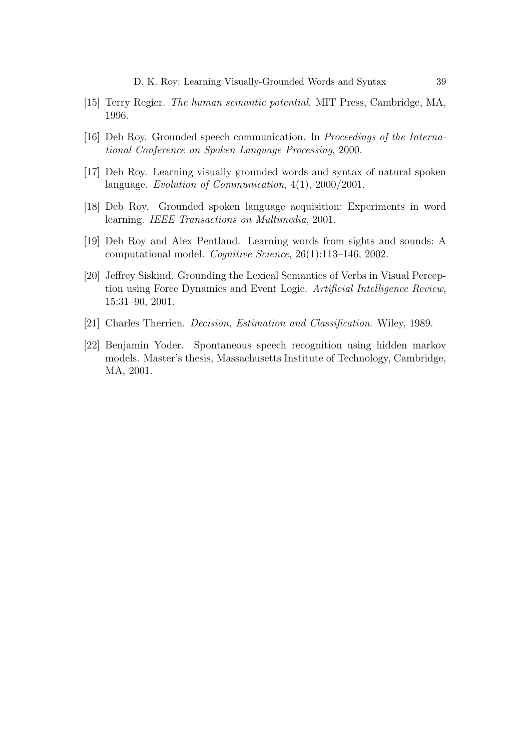[15] Terry Regier. *The human semantic potential*. MIT Press, Cambridge, MA, 1996.

[16] Deb Roy. Grounded speech communication. In *Proceedings of the International Conference on Spoken Language Processing*, 2000.

[17] Deb Roy. Learning visually grounded words and syntax of natural spoken language. *Evolution of Communication*, 4(1), 2000/2001.

[18] Deb Roy. Grounded spoken language acquisition: Experiments in word learning. *IEEE Transactions on Multimedia*, 2001.

[19] Deb Roy and Alex Pentland. Learning words from sights and sounds: A computational model. *Cognitive Science*, 26(1):113–146, 2002.

[20] Jeffrey Siskind. Grounding the Lexical Semantics of Verbs in Visual Perception using Force Dynamics and Event Logic. *Artificial Intelligence Review*, 15:31–90, 2001.

[21] Charles Therrien. *Decision, Estimation and Classification*. Wiley, 1989.

[22] Benjamin Yoder. Spontaneous speech recognition using hidden markov models. Master's thesis, Massachusetts Institute of Technology, Cambridge, MA, 2001.